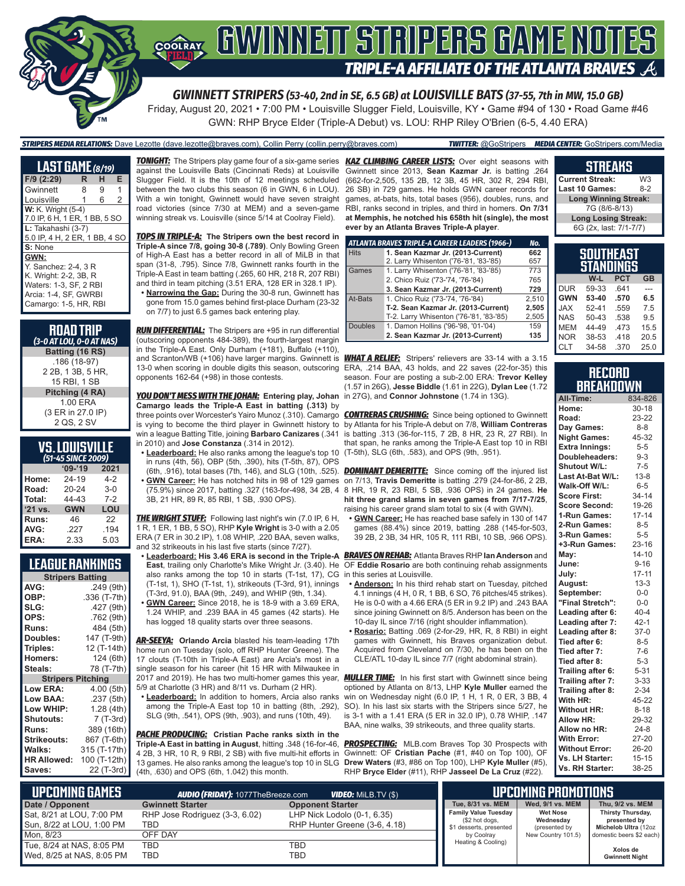# GWINNETT STRIPERS GAME NOTES

## TRIPLE-A AFFILIATE OF THE ATLANTA BRAVES

### GWINNETT STRIPERS (53-40, 2nd in SE, 6.5 GB) at LOUISVILLE BATS (37-55, 7th in MW, 15.0 GB)

Friday, August 20, 2021 • 7:00 PM • Louisville Slugger Field, Louisville, KY • Game #94 of 130 • Road Game #46

GWN: RHP Bryce Elder (Triple-A Debut) vs. LOU: RHP Riley O'Brien (6-5, 4.40 ERA)

**STRIPERS MEDIA RELATIONS:** Dave Lezotte (dave.lezotte@braves.com), Collin Perry (collin.perry@braves.com) **TWITTER:** @GoStripers **MEDIA CENTER:** GoStripers.com/Media

## LAST GAME (8/19)

| F/9 (2:29) | R | H | E |
|---|---|---|---|
| Gwinnett | 8 | 9 | 1 |
| Louisville | 1 | 6 | 2 |

**W:** K. Wright (5-4)
7.0 IP, 6 H, 1 ER, 1 BB, 5 SO

**L:** Takahashi (3-7)
5.0 IP, 4 H, 2 ER, 1 BB, 4 SO

**S:** None

**GWN:**
Y. Sanchez: 2-4, 3 R
K. Wright: 2-2, 3B, R
Waters: 1-3, SF, 2 RBI
Arcia: 1-4, SF, GWRBI
Camargo: 1-5, HR, RBI

## ROAD TRIP
*(3-0 AT LOU, 0-0 AT NAS)*

**Batting (16 RS)**
.186 (18-97)
2 2B, 1 3B, 5 HR,
15 RBI, 1 SB

**Pitching (4 RA)**
1.00 ERA
(3 ER in 27.0 IP)
2 QS, 2 SV

## VS. LOUISVILLE
*(51-45 SINCE 2009)*

| | '09-'19 | 2021 |
|---|---|---|
| Home: | 24-19 | 4-2 |
| Road: | 20-24 | 3-0 |
| Total: | 44-43 | 7-2 |
| '21 vs. | GWN | LOU |
| Runs: | 46 | 22 |
| AVG: | .227 | .194 |
| ERA: | 2.33 | 5.03 |

## LEAGUE RANKINGS

| Stripers Batting | |
|---|---|
| AVG: | .249 (9th) |
| OBP: | .336 (T-7th) |
| SLG: | .427 (9th) |
| OPS: | .762 (9th) |
| Runs: | 484 (5th) |
| Doubles: | 147 (T-9th) |
| Triples: | 12 (T-14th) |
| Homers: | 124 (6th) |
| Steals: | 78 (T-7th) |
| **Stripers Pitching** | |
| Low ERA: | 4.00 (5th) |
| Low BAA: | .237 (5th) |
| Low WHIP: | 1.28 (4th) |
| Shutouts: | 7 (T-3rd) |
| Runs: | 389 (16th) |
| Strikeouts: | 867 (T-6th) |
| Walks: | 315 (T-17th) |
| HR Allowed: | 100 (T-12th) |
| Saves: | 22 (T-3rd) |

**TONIGHT:** The Stripers play game four of a six-game series against the Louisville Bats (Cincinnati Reds) at Louisville Slugger Field. It is the 10th of 12 meetings scheduled between the two clubs this season (6 in GWN, 6 in LOU). With a win tonight, Gwinnett would have seven straight road victories (since 7/30 at MEM) and a seven-game winning streak vs. Louisville (since 5/14 at Coolray Field).

**TOPS IN TRIPLE-A: The Stripers own the best record in Triple-A since 7/8, going 30-8 (.789)**. Only Bowling Green of High-A East has a better record in all of MiLB in that span (31-8, .795). Since 7/8, Gwinnett ranks fourth in the Triple-A East in team batting (.265, 60 HR, 218 R, 207 RBI) and third in team pitching (3.51 ERA, 128 ER in 328.1 IP).

- **Narrowing the Gap:** During the 30-8 run, Gwinnett has gone from 15.0 games behind first-place Durham (23-32 on 7/7) to just 6.5 games back entering play.

**RUN DIFFERENTIAL:** The Stripers are +95 in run differential (outscoring opponents 484-389), the fourth-largest margin in the Triple-A East. Only Durham (+181), Buffalo (+110), and Scranton/WB (+106) have larger margins. Gwinnett is 13-0 when scoring in double digits this season, outscoring opponents 162-64 (+98) in those contests.

**YOU DON'T MESS WITH THE JOHAN: Entering play, Johan Camargo leads the Triple-A East in batting (.313)** by three points over Worcester's Yairo Munoz (.310). Camargo is vying to become the third player in Gwinnett history to win a league Batting Title, joining **Barbaro Canizares** (.341 in 2010) and **Jose Constanza** (.314 in 2012).

- **Leaderboard:** He also ranks among the league's top 10 in runs (4th, 56), OBP (5th, .390), hits (T-5th, 87), OPS (6th, .916), total bases (7th, 146), and SLG (10th, .525).
- **GWN Career:** He has notched hits in 98 of 129 games (75.9%) since 2017, batting .327 (163-for-498, 34 2B, 4 3B, 21 HR, 89 R, 85 RBI, 1 SB, .930 OPS).

**THE WRIGHT STUFF:** Following last night's win (7.0 IP, 6 H, 1 R, 1 ER, 1 BB, 5 SO), RHP **Kyle Wright** is 3-0 with a 2.05 ERA (7 ER in 30.2 IP), 1.08 WHIP, .220 BAA, seven walks, and 32 strikeouts in his last five starts (since 7/27).

- **Leaderboard: His 3.46 ERA is second in the Triple-A East**, trailing only Charlotte's Mike Wright Jr. (3.40). He also ranks among the top 10 in starts (T-1st, 17), CG (T-1st, 1), SHO (T-1st, 1), strikeouts (T-3rd, 91), innings (T-3rd, 91.0), BAA (9th, .249), and WHIP (9th, 1.34).
- **GWN Career:** Since 2018, he is 18-9 with a 3.69 ERA, 1.24 WHIP, and .239 BAA in 45 games (42 starts). He has logged 18 quality starts over three seasons.

**AR-SEEYA: Orlando Arcia** blasted his team-leading 17th home run on Tuesday (solo, off RHP Hunter Greene). The 17 clouts (T-10th in Triple-A East) are Arcia's most in a single season for his career (hit 15 HR with Milwaukee in 2017 and 2019). He has two multi-homer games this year, 5/9 at Charlotte (3 HR) and 8/11 vs. Durham (2 HR).

- **Leaderboard:** In addition to homers, Arcia also ranks among the Triple-A East top 10 in batting (8th, .292), SLG (9th, .541), OPS (9th, .903), and runs (10th, 49).

**PACHE PRODUCING: Cristian Pache ranks sixth in the Triple-A East in batting in August**, hitting .348 (16-for-46, 4 2B, 3 HR, 10 R, 9 RBI, 2 SB) with five multi-hit efforts in 13 games. He also ranks among the top 10 in SLG (4th, .630) and OPS (6th, 1.042) this month.

**KAZ CLIMBING CAREER LISTS:** Over eight seasons with Gwinnett since 2013, **Sean Kazmar Jr.** is batting .264 (662-for-2,505, 135 2B, 12 3B, 45 HR, 302 R, 294 RBI, 26 SB) in 729 games. He holds GWN career records for games, at-bats, hits, total bases (956), doubles, runs, and RBI, ranks second in triples, and third in homers. **On 7/31 at Memphis, he notched his 658th hit (single), the most ever by an Atlanta Braves Triple-A player.**

| ATLANTA BRAVES TRIPLE-A CAREER LEADERS (1966-) | | No. |
|---|---|---|
| Hits | **1. Sean Kazmar Jr. (2013-Current)** | **662** |
| | 2. Larry Whisenton ('76-'81, '83-'85) | 657 |
| Games | 1. Larry Whisenton ('76-'81, '83-'85) | 773 |
| | 2. Chico Ruiz ('73-'74, '76-'84) | 765 |
| | **3. Sean Kazmar Jr. (2013-Current)** | **729** |
| At-Bats | 1. Chico Ruiz ('73-'74, '76-'84) | 2,510 |
| | **T-2. Sean Kazmar Jr. (2013-Current)** | **2,505** |
| | T-2. Larry Whisenton ('76-'81, '83-'85) | 2,505 |
| Doubles | 1. Damon Hollins ('96-'98, '01-'04) | 159 |
| | **2. Sean Kazmar Jr. (2013-Current)** | **135** |

**WHAT A RELIEF:** Stripers' relievers are 33-14 with a 3.15 ERA, .214 BAA, 43 holds, and 22 saves (22-for-35) this season. Four are posting a sub-2.00 ERA: **Trevor Kelley** (1.57 in 26G), **Jesse Biddle** (1.61 in 22G), **Dylan Lee** (1.72 in 27G), and **Connor Johnstone** (1.74 in 13G).

**CONTRERAS CRUSHING:** Since being optioned to Gwinnett by Atlanta for his Triple-A debut on 7/8, **William Contreras** is batting .313 (36-for-115, 7 2B, 8 HR, 23 R, 27 RBI). In that span, he ranks among the Triple-A East top 10 in RBI (T-5th), SLG (6th, .583), and OPS (9th, .951).

**DOMINANT DEMERITTE:** Since coming off the injured list on 7/13, **Travis Demeritte** is batting .279 (24-for-86, 2 2B, 8 HR, 19 R, 23 RBI, 5 SB, .936 OPS) in 24 games. **He hit three grand slams in seven games from 7/17-7/25**, raising his career grand slam total to six (4 with GWN).

- **GWN Career:** He has reached base safely in 130 of 147 games (88.4%) since 2019, batting .288 (145-for-503, 39 2B, 2 3B, 34 HR, 105 R, 111 RBI, 10 SB, .966 OPS).

**BRAVES ON REHAB:** Atlanta Braves RHP **Ian Anderson** and OF **Eddie Rosario** are both continuing rehab assignments in this series at Louisville.

- **Anderson:** In his third rehab start on Tuesday, pitched 4.1 innings (4 H, 0 R, 1 BB, 6 SO, 76 pitches/45 strikes). He is 0-0 with a 4.66 ERA (5 ER in 9.2 IP) and .243 BAA since joining Gwinnett on 8/5. Anderson has been on the 10-day IL since 7/16 (right shoulder inflammation).
- **Rosario:** Batting .069 (2-for-29, HR, R, 8 RBI) in eight games with Gwinnett, his Braves organization debut. Acquired from Cleveland on 7/30, he has been on the CLE/ATL 10-day IL since 7/7 (right abdominal strain).

**MULLER TIME:** In his first start with Gwinnett since being optioned by Atlanta on 8/13, LHP **Kyle Muller** earned the win on Wednesday night (6.0 IP, 1 H, 1 R, 0 ER, 3 BB, 4 SO). In his last six starts with the Stripers since 5/27, he is 3-1 with a 1.41 ERA (5 ER in 32.0 IP), 0.78 WHIP, .147 BAA, nine walks, 39 strikeouts, and three quality starts.

**PROSPECTING:** MLB.com Braves Top 30 Prospects with Gwinnett: OF **Cristian Pache** (#1, #40 on Top 100), OF **Drew Waters** (#3, #86 on Top 100), LHP **Kyle Muller** (#5), RHP **Bryce Elder** (#11), RHP **Jasseel De La Cruz** (#22).

## STREAKS

| | |
|---|---|
| Current Streak: | W3 |
| Last 10 Games: | 8-2 |
| **Long Winning Streak:** | |
| 7G (8/6-8/13) | |
| **Long Losing Streak:** | |
| 6G (2x, last: 7/1-7/7) | |

## SOUTHEAST STANDINGS

| | W-L | PCT | GB |
|---|---|---|---|
| DUR | 59-33 | .641 | --- |
| **GWN** | **53-40** | **.570** | **6.5** |
| JAX | 52-41 | .559 | 7.5 |
| NAS | 50-43 | .538 | 9.5 |
| MEM | 44-49 | .473 | 15.5 |
| NOR | 38-53 | .418 | 20.5 |
| CLT | 34-58 | .370 | 25.0 |

## RECORD BREAKDOWN

| | |
|---|---|
| All-Time: | 834-826 |
| Home: | 30-18 |
| Road: | 23-22 |
| Day Games: | 8-8 |
| Night Games: | 45-32 |
| Extra Innings: | 5-5 |
| Doubleheaders: | 9-3 |
| Shutout W/L: | 7-5 |
| Last At-Bat W/L: | 13-8 |
| Walk-Off W/L: | 6-5 |
| Score First: | 34-14 |
| Score Second: | 19-26 |
| 1-Run Games: | 17-14 |
| 2-Run Games: | 8-5 |
| 3-Run Games: | 5-5 |
| +3-Run Games: | 23-16 |
| May: | 14-10 |
| June: | 9-16 |
| July: | 17-11 |
| August: | 13-3 |
| September: | 0-0 |
| "Final Stretch": | 0-0 |
| Leading after 6: | 40-4 |
| Leading after 7: | 42-1 |
| Leading after 8: | 37-0 |
| Tied after 6: | 8-5 |
| Tied after 7: | 7-6 |
| Tied after 8: | 5-3 |
| Trailing after 6: | 5-31 |
| Trailing after 7: | 3-33 |
| Trailing after 8: | 2-34 |
| With HR: | 45-22 |
| Without HR: | 8-18 |
| Allow HR: | 29-32 |
| Allow no HR: | 24-8 |
| With Error: | 27-20 |
| Without Error: | 26-20 |
| Vs. LH Starter: | 15-15 |
| Vs. RH Starter: | 38-25 |

## UPCOMING GAMES

**AUDIO (FRIDAY):** 1077TheBreeze.com **VIDEO:** MiLB.TV ($)

| Date / Opponent | Gwinnett Starter | Opponent Starter |
|---|---|---|
| Sat, 8/21 at LOU, 7:00 PM | RHP Jose Rodriguez (3-3, 6.02) | LHP Nick Lodolo (0-1, 6.35) |
| Sun, 8/22 at LOU, 1:00 PM | TBD | RHP Hunter Greene (3-6, 4.18) |
| Mon, 8/23 | OFF DAY | |
| Tue, 8/24 at NAS, 8:05 PM | TBD | TBD |
| Wed, 8/25 at NAS, 8:05 PM | TBD | TBD |

## UPCOMING PROMOTIONS

| Tue, 8/31 vs. MEM | Wed, 9/1 vs. MEM | Thu, 9/2 vs. MEM |
|---|---|---|
| **Family Value Tuesday** ($2 hot dogs, $1 desserts, presented by Coolray Heating & Cooling) | **Wet Nose Wednesday** (presented by New Country 101.5) | **Thirsty Thursday, presented by Michelob Ultra** (12oz domestic beers $2 each) **Xolos de Gwinnett Night** |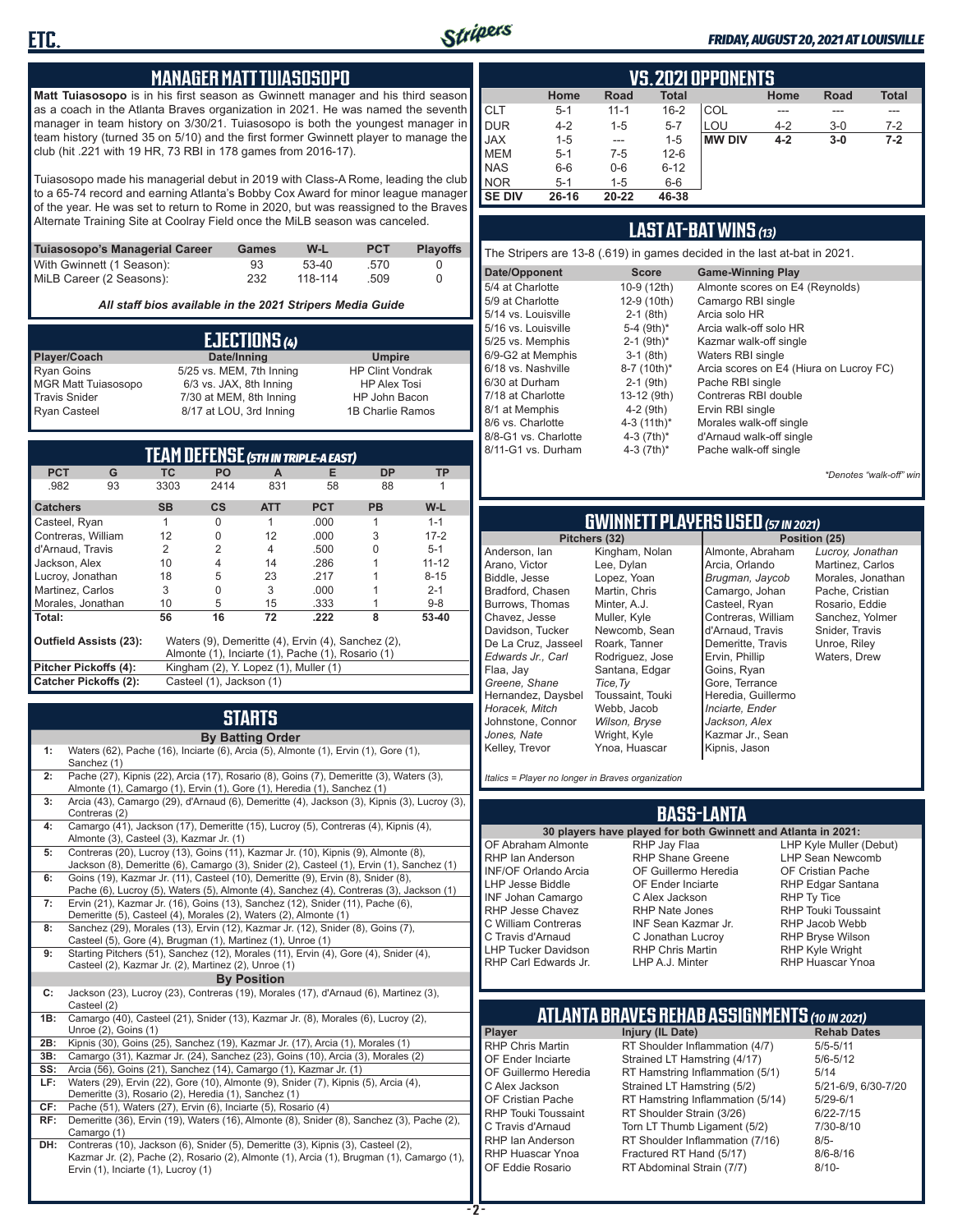## MANAGER MATT TUIASOSOPO

**Matt Tuiasosopo** is in his first season as Gwinnett manager and his third season as a coach in the Atlanta Braves organization in 2021. He was named the seventh manager in team history on 3/30/21. Tuiasosopo is both the youngest manager in team history (turned 35 on 5/10) and the first former Gwinnett player to manage the club (hit .221 with 19 HR, 73 RBI in 178 games from 2016-17).

Tuiasosopo made his managerial debut in 2019 with Class-A Rome, leading the club to a 65-74 record and earning Atlanta's Bobby Cox Award for minor league manager of the year. He was set to return to Rome in 2020, but was reassigned to the Braves Alternate Training Site at Coolray Field once the MiLB season was canceled.

| Tuiasosopo's Managerial Career | Games | W-L | PCT | Playoffs |
|---|---|---|---|---|
| With Gwinnett (1 Season): | 93 | 53-40 | .570 | 0 |
| MiLB Career (2 Seasons): | 232 | 118-114 | .509 | 0 |

*All staff bios available in the 2021 Stripers Media Guide*

## EJECTIONS (4)

| Player/Coach | Date/Inning | Umpire |
|---|---|---|
| Ryan Goins | 5/25 vs. MEM, 7th Inning | HP Clint Vondrak |
| MGR Matt Tuiasosopo | 6/3 vs. JAX, 8th Inning | HP Alex Tosi |
| Travis Snider | 7/30 at MEM, 8th Inning | HP John Bacon |
| Ryan Casteel | 8/17 at LOU, 3rd Inning | 1B Charlie Ramos |

## TEAM DEFENSE (5TH IN TRIPLE-A EAST)

| PCT | G | TC | PO | A | E | DP | TP |
|---|---|---|---|---|---|---|---|
| .982 | 93 | 3303 | 2414 | 831 | 58 | 88 | 1 |

| Catchers | SB | CS | ATT | PCT | PB | W-L |
|---|---|---|---|---|---|---|
| Casteel, Ryan | 1 | 0 | 1 | .000 | 1 | 1-1 |
| Contreras, William | 12 | 0 | 12 | .000 | 3 | 17-2 |
| d'Arnaud, Travis | 2 | 2 | 4 | .500 | 0 | 5-1 |
| Jackson, Alex | 10 | 4 | 14 | .286 | 1 | 11-12 |
| Lucroy, Jonathan | 18 | 5 | 23 | .217 | 1 | 8-15 |
| Martinez, Carlos | 3 | 0 | 3 | .000 | 1 | 2-1 |
| Morales, Jonathan | 10 | 5 | 15 | .333 | 1 | 9-8 |
| **Total:** | 56 | 16 | 72 | .222 | 8 | 53-40 |

**Outfield Assists (23):** Waters (9), Demeritte (4), Ervin (4), Sanchez (2), Almonte (1), Inciarte (1), Pache (1), Rosario (1)

**Pitcher Pickoffs (4):** Kingham (2), Y. Lopez (1), Muller (1)

**Catcher Pickoffs (2):** Casteel (1), Jackson (1)

## STARTS

**By Batting Order**

| | |
|---|---|
| 1: | Waters (62), Pache (16), Inciarte (6), Arcia (5), Almonte (1), Ervin (1), Gore (1), Sanchez (1) |
| 2: | Pache (27), Kipnis (22), Arcia (17), Rosario (8), Goins (7), Demeritte (3), Waters (3), Almonte (1), Camargo (1), Ervin (1), Gore (1), Heredia (1), Sanchez (1) |
| 3: | Arcia (43), Camargo (29), d'Arnaud (6), Demeritte (4), Jackson (3), Kipnis (3), Lucroy (3), Contreras (2) |
| 4: | Camargo (41), Jackson (17), Demeritte (15), Lucroy (5), Contreras (4), Kipnis (4), Almonte (3), Casteel (3), Kazmar Jr. (1) |
| 5: | Contreras (20), Lucroy (13), Goins (11), Kazmar Jr. (10), Kipnis (9), Almonte (8), Jackson (8), Demeritte (6), Camargo (3), Snider (2), Casteel (1), Ervin (1), Sanchez (1) |
| 6: | Goins (19), Kazmar Jr. (11), Casteel (10), Demeritte (9), Ervin (8), Snider (8), Pache (6), Lucroy (5), Waters (5), Almonte (4), Sanchez (4), Contreras (3), Jackson (1) |
| 7: | Ervin (21), Kazmar Jr. (16), Goins (13), Sanchez (12), Snider (11), Pache (6), Demeritte (5), Casteel (4), Morales (2), Waters (2), Almonte (1) |
| 8: | Sanchez (29), Morales (13), Ervin (12), Kazmar Jr. (12), Snider (8), Goins (7), Casteel (5), Gore (4), Brugman (1), Martinez (1), Unroe (1) |
| 9: | Starting Pitchers (51), Sanchez (12), Morales (11), Ervin (4), Gore (4), Snider (4), Casteel (2), Kazmar Jr. (2), Martinez (2), Unroe (1) |

**By Position**

| | |
|---|---|
| C: | Jackson (23), Lucroy (23), Contreras (19), Morales (17), d'Arnaud (6), Martinez (3), Casteel (2) |
| 1B: | Camargo (40), Casteel (21), Snider (13), Kazmar Jr. (8), Morales (6), Lucroy (2), Unroe (2), Goins (1) |
| 2B: | Kipnis (30), Goins (25), Sanchez (19), Kazmar Jr. (17), Arcia (1), Morales (1) |
| 3B: | Camargo (31), Kazmar Jr. (24), Sanchez (23), Goins (10), Arcia (3), Morales (2) |
| SS: | Arcia (56), Goins (21), Sanchez (14), Camargo (1), Kazmar Jr. (1) |
| LF: | Waters (29), Ervin (22), Gore (10), Almonte (9), Snider (7), Kipnis (5), Arcia (4), Demeritte (3), Rosario (2), Heredia (1), Sanchez (1) |
| CF: | Pache (51), Waters (27), Ervin (6), Inciarte (5), Rosario (4) |
| RF: | Demeritte (36), Ervin (19), Waters (16), Almonte (8), Snider (8), Sanchez (3), Pache (2), Camargo (1) |
| DH: | Contreras (10), Jackson (6), Snider (5), Demeritte (3), Kipnis (3), Casteel (2), Kazmar Jr. (2), Pache (2), Rosario (2), Almonte (1), Arcia (1), Brugman (1), Camargo (1), Ervin (1), Inciarte (1), Lucroy (1) |

## VS. 2021 OPPONENTS

| | Home | Road | Total | | Home | Road | Total |
|---|---|---|---|---|---|---|---|
| CLT | 5-1 | 11-1 | 16-2 | COL | --- | --- | --- |
| DUR | 4-2 | 1-5 | 5-7 | LOU | 4-2 | 3-0 | 7-2 |
| JAX | 1-5 | --- | 1-5 | **MW DIV** | **4-2** | **3-0** | **7-2** |
| MEM | 5-1 | 7-5 | 12-6 | | | | |
| NAS | 6-6 | 0-6 | 6-12 | | | | |
| NOR | 5-1 | 1-5 | 6-6 | | | | |
| **SE DIV** | **26-16** | **20-22** | **46-38** | | | | |

## LAST AT-BAT WINS (13)

The Stripers are 13-8 (.619) in games decided in the last at-bat in 2021.

| Date/Opponent | Score | Game-Winning Play |
|---|---|---|
| 5/4 at Charlotte | 10-9 (12th) | Almonte scores on E4 (Reynolds) |
| 5/9 at Charlotte | 12-9 (10th) | Camargo RBI single |
| 5/14 vs. Louisville | 2-1 (8th) | Arcia solo HR |
| 5/16 vs. Louisville | 5-4 (9th)* | Arcia walk-off solo HR |
| 5/25 vs. Memphis | 2-1 (9th)* | Kazmar walk-off single |
| 6/9-G2 at Memphis | 3-1 (8th) | Waters RBI single |
| 6/18 vs. Nashville | 8-7 (10th)* | Arcia scores on E4 (Hiura on Lucroy FC) |
| 6/30 at Durham | 2-1 (9th) | Pache RBI single |
| 7/18 at Charlotte | 13-12 (9th) | Contreras RBI double |
| 8/1 at Memphis | 4-2 (9th) | Ervin RBI single |
| 8/6 vs. Charlotte | 4-3 (11th)* | Morales walk-off single |
| 8/8-G1 vs. Charlotte | 4-3 (7th)* | d'Arnaud walk-off single |
| 8/11-G1 vs. Durham | 4-3 (7th)* | Pache walk-off single |

*\*Denotes "walk-off" win*

## GWINNETT PLAYERS USED (57 IN 2021)

| Pitchers (32) | | Position (25) | |
|---|---|---|---|
| Anderson, Ian | Kingham, Nolan | Almonte, Abraham | *Lucroy, Jonathan* |
| Arano, Victor | Lee, Dylan | Arcia, Orlando | Martinez, Carlos |
| Biddle, Jesse | Lopez, Yoan | *Brugman, Jaycob* | Morales, Jonathan |
| Bradford, Chasen | Martin, Chris | Camargo, Johan | Pache, Cristian |
| Burrows, Thomas | Minter, A.J. | Casteel, Ryan | Rosario, Eddie |
| Chavez, Jesse | Muller, Kyle | Contreras, William | Sanchez, Yolmer |
| Davidson, Tucker | Newcomb, Sean | d'Arnaud, Travis | Snider, Travis |
| De La Cruz, Jasseel | Roark, Tanner | Demeritte, Travis | Unroe, Riley |
| *Edwards Jr., Carl* | Rodriguez, Jose | Ervin, Phillip | Waters, Drew |
| Flaa, Jay | Santana, Edgar | Goins, Ryan | |
| *Greene, Shane* | *Tice, Ty* | Gore, Terrance | |
| Hernandez, Daysbel | Toussaint, Touki | Heredia, Guillermo | |
| *Horacek, Mitch* | Webb, Jacob | *Inciarte, Ender* | |
| Johnstone, Connor | *Wilson, Bryse* | *Jackson, Alex* | |
| *Jones, Nate* | Wright, Kyle | Kazmar Jr., Sean | |
| Kelley, Trevor | Ynoa, Huascar | Kipnis, Jason | |

*Italics = Player no longer in Braves organization*

## BASS-LANTA

**30 players have played for both Gwinnett and Atlanta in 2021:**

| | | |
|---|---|---|
| OF Abraham Almonte | RHP Jay Flaa | LHP Kyle Muller (Debut) |
| RHP Ian Anderson | RHP Shane Greene | LHP Sean Newcomb |
| INF/OF Orlando Arcia | OF Guillermo Heredia | OF Cristian Pache |
| LHP Jesse Biddle | OF Ender Inciarte | RHP Edgar Santana |
| INF Johan Camargo | C Alex Jackson | RHP Ty Tice |
| RHP Jesse Chavez | RHP Nate Jones | RHP Touki Toussaint |
| C William Contreras | INF Sean Kazmar Jr. | RHP Jacob Webb |
| C Travis d'Arnaud | C Jonathan Lucroy | RHP Bryse Wilson |
| LHP Tucker Davidson | RHP Chris Martin | RHP Kyle Wright |
| RHP Carl Edwards Jr. | LHP A.J. Minter | RHP Huascar Ynoa |

## ATLANTA BRAVES REHAB ASSIGNMENTS (10 IN 2021)

| Player | Injury (IL Date) | Rehab Dates |
|---|---|---|
| RHP Chris Martin | RT Shoulder Inflammation (4/7) | 5/5-5/11 |
| OF Ender Inciarte | Strained LT Hamstring (4/17) | 5/6-5/12 |
| OF Guillermo Heredia | RT Hamstring Inflammation (5/1) | 5/14 |
| C Alex Jackson | Strained LT Hamstring (5/2) | 5/21-6/9, 6/30-7/20 |
| OF Cristian Pache | RT Hamstring Inflammation (5/14) | 5/29-6/1 |
| RHP Touki Toussaint | RT Shoulder Strain (3/26) | 6/22-7/15 |
| C Travis d'Arnaud | Torn LT Thumb Ligament (5/2) | 7/30-8/10 |
| RHP Ian Anderson | RT Shoulder Inflammation (7/16) | 8/5- |
| RHP Huascar Ynoa | Fractured RT Hand (5/17) | 8/6-8/16 |
| OF Eddie Rosario | RT Abdominal Strain (7/7) | 8/10- |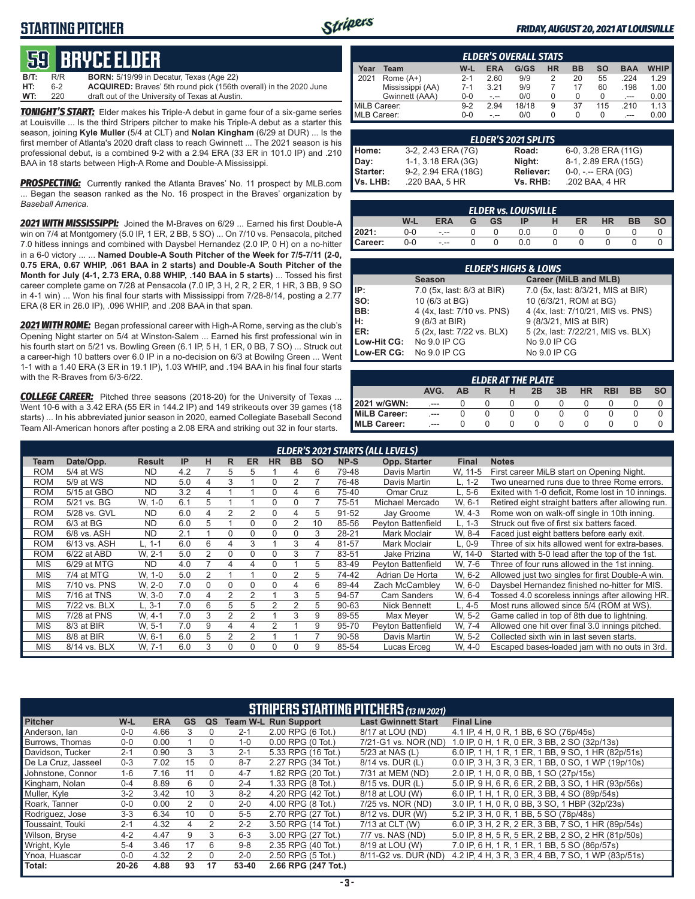# 59 BRYCE ELDER

| | | | |
|---|---|---|---|
| B/T: | R/R | BORN: | 5/19/99 in Decatur, Texas (Age 22) |
| HT: | 6-2 | ACQUIRED: | Braves' 5th round pick (156th overall) in the 2020 June |
| WT: | 220 | | draft out of the University of Texas at Austin. |

***TONIGHT'S START:*** Elder makes his Triple-A debut in game four of a six-game series at Louisville ... Is the third Stripers pitcher to make his Triple-A debut as a starter this season, joining **Kyle Muller** (5/4 at CLT) and **Nolan Kingham** (6/29 at DUR) ... Is the first member of Atlanta's 2020 draft class to reach Gwinnett ... The 2021 season is his professional debut, is a combined 9-2 with a 2.94 ERA (33 ER in 101.0 IP) and .210 BAA in 18 starts between High-A Rome and Double-A Mississippi.

***PROSPECTING:*** Currently ranked the Atlanta Braves' No. 11 prospect by MLB.com ... Began the season ranked as the No. 16 prospect in the Braves' organization by *Baseball America.*

***2021 WITH MISSISSIPPI:*** Joined the M-Braves on 6/29 ... Earned his first Double-A win on 7/4 at Montgomery (5.0 IP, 1 ER, 2 BB, 5 SO) ... On 7/10 vs. Pensacola, pitched 7.0 hitless innings and combined with Daysbel Hernandez (2.0 IP, 0 H) on a no-hitter in a 6-0 victory ... ... **Named Double-A South Pitcher of the Week for 7/5-7/11 (2-0, 0.75 ERA, 0.67 WHIP, .061 BAA in 2 starts) and Double-A South Pitcher of the Month for July (4-1, 2.73 ERA, 0.88 WHIP, .140 BAA in 5 starts)** ... Tossed his first career complete game on 7/28 at Pensacola (7.0 IP, 3 H, 2 R, 2 ER, 1 HR, 3 BB, 9 SO in 4-1 win) ... Won his final four starts with Mississippi from 7/28-8/14, posting a 2.77 ERA (8 ER in 26.0 IP), .096 WHIP, and .208 BAA in that span.

***2021 WITH ROME:*** Began professional career with High-A Rome, serving as the club's Opening Night starter on 5/4 at Winston-Salem ... Earned his first professional win in his fourth start on 5/21 vs. Bowling Green (6.1 IP, 5 H, 1 ER, 0 BB, 7 SO) ... Struck out a career-high 10 batters over 6.0 IP in a no-decision on 6/3 at Bowilng Green ... Went 1-1 with a 1.40 ERA (3 ER in 19.1 IP), 1.03 WHIP, and .194 BAA in his final four starts with the R-Braves from 6/3-6/22.

***COLLEGE CAREER:*** Pitched three seasons (2018-20) for the University of Texas ... Went 10-6 with a 3.42 ERA (55 ER in 144.2 IP) and 149 strikeouts over 39 games (18 starts) ... In his abbreviated junior season in 2020, earned Collegiate Baseball Second Team All-American honors after posting a 2.08 ERA and striking out 32 in four starts.

### ELDER'S OVERALL STATS

| Year | Team | W-L | ERA | G/GS | HR | BB | SO | BAA | WHIP |
|---|---|---|---|---|---|---|---|---|---|
| 2021 | Rome (A+) | 2-1 | 2.60 | 9/9 | 2 | 20 | 55 | .224 | 1.29 |
| | Mississippi (AA) | 7-1 | 3.21 | 9/9 | 7 | 17 | 60 | .198 | 1.00 |
| | Gwinnett (AAA) | 0-0 | -.-- | 0/0 | 0 | 0 | 0 | .--- | 0.00 |
| MiLB Career: | | 9-2 | 2.94 | 18/18 | 9 | 37 | 115 | .210 | 1.13 |
| MLB Career: | | 0-0 | -.-- | 0/0 | 0 | 0 | 0 | .--- | 0.00 |

### ELDER'S 2021 SPLITS

| | | | |
|---|---|---|---|
| Home: | 3-2, 2.43 ERA (7G) | Road: | 6-0, 3.28 ERA (11G) |
| Day: | 1-1, 3.18 ERA (3G) | Night: | 8-1, 2.89 ERA (15G) |
| Starter: | 9-2, 2.94 ERA (18G) | Reliever: | 0-0, -.-- ERA (0G) |
| Vs. LHB: | .220 BAA, 5 HR | Vs. RHB: | .202 BAA, 4 HR |

### ELDER vs. LOUISVILLE

| | W-L | ERA | G | GS | IP | H | ER | HR | BB | SO |
|---|---|---|---|---|---|---|---|---|---|---|
| 2021: | 0-0 | -.-- | 0 | 0 | 0.0 | 0 | 0 | 0 | 0 | 0 |
| Career: | 0-0 | -.-- | 0 | 0 | 0.0 | 0 | 0 | 0 | 0 | 0 |

### ELDER'S HIGHS & LOWS

| | Season | Career (MiLB and MLB) |
|---|---|---|
| IP: | 7.0 (5x, last: 8/3 at BIR) | 7.0 (5x, last: 8/3/21, MIS at BIR) |
| SO: | 10 (6/3 at BG) | 10 (6/3/21, ROM at BG) |
| BB: | 4 (4x, last: 7/10 vs. PNS) | 4 (4x, last: 7/10/21, MIS vs. PNS) |
| H: | 9 (8/3 at BIR) | 9 (8/3/21, MIS at BIR) |
| ER: | 5 (2x, last: 7/22 vs. BLX) | 5 (2x, last: 7/22/21, MIS vs. BLX) |
| Low-Hit CG: | No 9.0 IP CG | No 9.0 IP CG |
| Low-ER CG: | No 9.0 IP CG | No 9.0 IP CG |

### ELDER AT THE PLATE

| | AVG. | AB | R | H | 2B | 3B | HR | RBI | BB | SO |
|---|---|---|---|---|---|---|---|---|---|---|
| 2021 w/GWN: | .--- | 0 | 0 | 0 | 0 | 0 | 0 | 0 | 0 | 0 |
| MiLB Career: | .--- | 0 | 0 | 0 | 0 | 0 | 0 | 0 | 0 | 0 |
| MLB Career: | .--- | 0 | 0 | 0 | 0 | 0 | 0 | 0 | 0 | 0 |

### ELDER'S 2021 STARTS (ALL LEVELS)

| Team | Date/Opp. | Result | IP | H | R | ER | HR | BB | SO | NP-S | Opp. Starter | Final | Notes |
|---|---|---|---|---|---|---|---|---|---|---|---|---|---|
| ROM | 5/4 at WS | ND | 4.2 | 7 | 5 | 5 | 1 | 4 | 6 | 79-48 | Davis Martin | W, 11-5 | First career MiLB start on Opening Night. |
| ROM | 5/9 at WS | ND | 5.0 | 4 | 3 | 1 | 0 | 2 | 7 | 76-48 | Davis Martin | L, 1-2 | Two unearned runs due to three Rome errors. |
| ROM | 5/15 at GBO | ND | 3.2 | 4 | 1 | 1 | 0 | 4 | 6 | 75-40 | Omar Cruz | L, 5-6 | Exited with 1-0 deficit, Rome lost in 10 innings. |
| ROM | 5/21 vs. BG | W, 1-0 | 6.1 | 5 | 1 | 1 | 0 | 0 | 7 | 75-51 | Michael Mercado | W, 6-1 | Retired eight straight batters after allowing run. |
| ROM | 5/28 vs. GVL | ND | 6.0 | 4 | 2 | 2 | 0 | 4 | 5 | 91-52 | Jay Groome | W, 4-3 | Rome won on walk-off single in 10th inning. |
| ROM | 6/3 at BG | ND | 6.0 | 5 | 1 | 0 | 0 | 2 | 10 | 85-56 | Peyton Battenfield | L, 1-3 | Struck out five of first six batters faced. |
| ROM | 6/8 vs. ASH | ND | 2.1 | 1 | 0 | 0 | 0 | 0 | 3 | 28-21 | Mark Moclair | W, 8-4 | Faced just eight batters before early exit. |
| ROM | 6/13 vs. ASH | L, 1-1 | 6.0 | 6 | 4 | 3 | 1 | 3 | 4 | 81-57 | Mark Moclair | L, 0-9 | Three of six hits allowed went for extra-bases. |
| ROM | 6/22 at ABD | W, 2-1 | 5.0 | 2 | 0 | 0 | 0 | 3 | 7 | 83-51 | Jake Prizina | W, 14-0 | Started with 5-0 lead after the top of the 1st. |
| MIS | 6/29 at MTG | ND | 4.0 | 7 | 4 | 4 | 0 | 1 | 5 | 83-49 | Peyton Battenfield | W, 7-6 | Three of four runs allowed in the 1st inning. |
| MIS | 7/4 at MTG | W, 1-0 | 5.0 | 2 | 1 | 1 | 0 | 2 | 5 | 74-42 | Adrian De Horta | W, 6-2 | Allowed just two singles for first Double-A win. |
| MIS | 7/10 vs. PNS | W, 2-0 | 7.0 | 0 | 0 | 0 | 0 | 4 | 6 | 89-44 | Zach McCambley | W, 6-0 | Daysbel Hernandez finished no-hitter for MIS. |
| MIS | 7/16 at TNS | W, 3-0 | 7.0 | 4 | 2 | 2 | 1 | 3 | 5 | 94-57 | Cam Sanders | W, 6-4 | Tossed 4.0 scoreless innings after allowing HR. |
| MIS | 7/22 vs. BLX | L, 3-1 | 7.0 | 6 | 5 | 5 | 2 | 2 | 5 | 90-63 | Nick Bennett | L, 4-5 | Most runs allowed since 5/4 (ROM at WS). |
| MIS | 7/28 at PNS | W, 4-1 | 7.0 | 3 | 2 | 2 | 1 | 3 | 9 | 89-55 | Max Meyer | W, 5-2 | Game called in top of 8th due to lightning. |
| MIS | 8/3 at BIR | W, 5-1 | 7.0 | 9 | 4 | 4 | 2 | 1 | 9 | 95-70 | Peyton Battenfield | W, 7-4 | Allowed one hit over final 3.0 innings pitched. |
| MIS | 8/8 at BIR | W, 6-1 | 6.0 | 5 | 2 | 2 | 1 | 1 | 7 | 90-58 | Davis Martin | W, 5-2 | Collected sixth win in last seven starts. |
| MIS | 8/14 vs. BLX | W, 7-1 | 6.0 | 3 | 0 | 0 | 0 | 0 | 9 | 85-54 | Lucas Erceg | W, 4-0 | Escaped bases-loaded jam with no outs in 3rd. |

### STRIPERS STARTING PITCHERS (13 IN 2021)

| Pitcher | W-L | ERA | GS | QS | Team W-L | Run Support | Last Gwinnett Start | Final Line |
|---|---|---|---|---|---|---|---|---|
| Anderson, Ian | 0-0 | 4.66 | 3 | 0 | 2-1 | 2.00 RPG (6 Tot.) | 8/17 at LOU (ND) | 4.1 IP, 4 H, 0 R, 1 BB, 6 SO (76p/45s) |
| Burrows, Thomas | 0-0 | 0.00 | 1 | 0 | 1-0 | 0.00 RPG (0 Tot.) | 7/21-G1 vs. NOR (ND) | 1.0 IP, 0 H, 1 R, 0 ER, 3 BB, 2 SO (32p/13s) |
| Davidson, Tucker | 2-1 | 0.90 | 3 | 3 | 2-1 | 5.33 RPG (16 Tot.) | 5/23 at NAS (L) | 6.0 IP, 1 H, 1 R, 1 ER, 1 BB, 9 SO, 1 HR (82p/51s) |
| De La Cruz, Jasseel | 0-3 | 7.02 | 15 | 0 | 8-7 | 2.27 RPG (34 Tot.) | 8/14 vs. DUR (L) | 0.0 IP, 3 H, 3 R, 3 ER, 1 BB, 0 SO, 1 WP (19p/10s) |
| Johnstone, Connor | 1-6 | 7.16 | 11 | 0 | 4-7 | 1.82 RPG (20 Tot.) | 7/31 at MEM (ND) | 2.0 IP, 1 H, 0 R, 0 BB, 1 SO (27p/15s) |
| Kingham, Nolan | 0-4 | 8.89 | 6 | 0 | 2-4 | 1.33 RPG (8 Tot.) | 8/15 vs. DUR (L) | 5.0 IP, 9 H, 6 R, 6 ER, 2 BB, 3 SO, 1 HR (93p/56s) |
| Muller, Kyle | 3-2 | 3.42 | 10 | 3 | 8-2 | 4.20 RPG (42 Tot.) | 8/18 at LOU (W) | 6.0 IP, 1 H, 1 R, 0 ER, 3 BB, 4 SO (89p/54s) |
| Roark, Tanner | 0-0 | 0.00 | 2 | 0 | 2-0 | 4.00 RPG (8 Tot.) | 7/25 vs. NOR (ND) | 3.0 IP, 1 H, 0 R, 0 BB, 3 SO, 1 HBP (32p/23s) |
| Rodriguez, Jose | 3-3 | 6.34 | 10 | 0 | 5-5 | 2.70 RPG (27 Tot.) | 8/12 vs. DUR (W) | 5.2 IP, 3 H, 0 R, 1 BB, 5 SO (78p/48s) |
| Toussaint, Touki | 2-1 | 4.32 | 4 | 2 | 2-2 | 3.50 RPG (14 Tot.) | 7/13 at CLT (W) | 6.0 IP, 3 H, 2 R, 2 ER, 3 BB, 7 SO, 1 HR (89p/54s) |
| Wilson, Bryse | 4-2 | 4.47 | 9 | 3 | 6-3 | 3.00 RPG (27 Tot.) | 7/7 vs. NAS (ND) | 5.0 IP, 8 H, 5 R, 5 ER, 2 BB, 2 SO, 2 HR (81p/50s) |
| Wright, Kyle | 5-4 | 3.46 | 17 | 6 | 9-8 | 2.35 RPG (40 Tot.) | 8/19 at LOU (W) | 7.0 IP, 6 H, 1 R, 1 ER, 1 BB, 5 SO (86p/57s) |
| Ynoa, Huascar | 0-0 | 4.32 | 2 | 0 | 2-0 | 2.50 RPG (5 Tot.) | 8/11-G2 vs. DUR (ND) | 4.2 IP, 4 H, 3 R, 3 ER, 4 BB, 7 SO, 1 WP (83p/51s) |
| Total: | 20-26 | 4.88 | 93 | 17 | 53-40 | 2.66 RPG (247 Tot.) | | |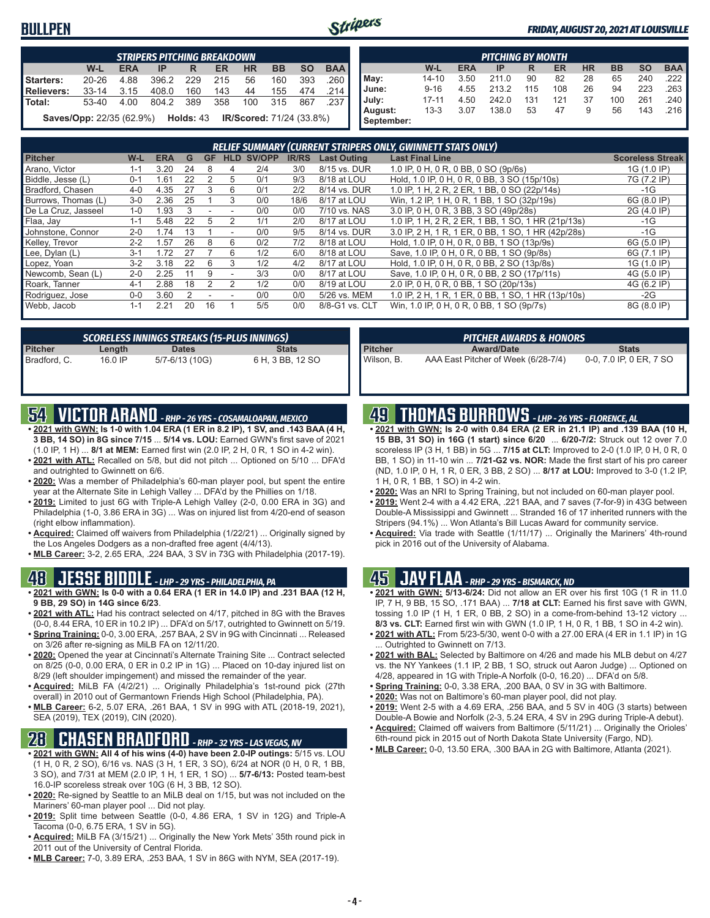# BULLPEN

*FRIDAY, AUGUST 20, 2021 AT LOUISVILLE*

| STRIPERS PITCHING BREAKDOWN | | | | | | | | | |
|---|---|---|---|---|---|---|---|---|---|
| | W-L | ERA | IP | R | ER | HR | BB | SO | BAA |
| Starters: | 20-26 | 4.88 | 396.2 | 229 | 215 | 56 | 160 | 393 | .260 |
| Relievers: | 33-14 | 3.15 | 408.0 | 160 | 143 | 44 | 155 | 474 | .214 |
| Total: | 53-40 | 4.00 | 804.2 | 389 | 358 | 100 | 315 | 867 | .237 |

**Saves/Opp:** 22/35 (62.9%) **Holds:** 43 **IR/Scored:** 71/24 (33.8%)

| PITCHING BY MONTH | | | | | | | | | |
|---|---|---|---|---|---|---|---|---|---|
| | W-L | ERA | IP | R | ER | HR | BB | SO | BAA |
| May: | 14-10 | 3.50 | 211.0 | 90 | 82 | 28 | 65 | 240 | .222 |
| June: | 9-16 | 4.55 | 213.2 | 115 | 108 | 26 | 94 | 223 | .263 |
| July: | 17-11 | 4.50 | 242.0 | 131 | 121 | 37 | 100 | 261 | .240 |
| August: | 13-3 | 3.07 | 138.0 | 53 | 47 | 9 | 56 | 143 | .216 |
| September: | | | | | | | | | |

| RELIEF SUMMARY (CURRENT STRIPERS ONLY, GWINNETT STATS ONLY) | | | | | | | | | | | |
|---|---|---|---|---|---|---|---|---|---|---|---|
| Pitcher | W-L | ERA | G | GF | HLD | SV/OPP | IR/RS | Last Outing | Last Final Line | Scoreless Streak |
| Arano, Victor | 1-1 | 3.20 | 24 | 8 | 4 | 2/4 | 3/0 | 8/15 vs. DUR | 1.0 IP, 0 H, 0 R, 0 BB, 0 SO (9p/6s) | 1G (1.0 IP) |
| Biddle, Jesse (L) | 0-1 | 1.61 | 22 | 2 | 5 | 0/1 | 9/3 | 8/18 at LOU | Hold, 1.0 IP, 0 H, 0 R, 0 BB, 3 SO (15p/10s) | 7G (7.2 IP) |
| Bradford, Chasen | 4-0 | 4.35 | 27 | 3 | 6 | 0/1 | 2/2 | 8/14 vs. DUR | 1.0 IP, 1 H, 2 R, 2 ER, 1 BB, 0 SO (22p/14s) | -1G |
| Burrows, Thomas (L) | 3-0 | 2.36 | 25 | 1 | 3 | 0/0 | 18/6 | 8/17 at LOU | Win, 1.2 IP, 1 H, 0 R, 1 BB, 1 SO (32p/19s) | 6G (8.0 IP) |
| De La Cruz, Jasseel | 1-0 | 1.93 | 3 | - | - | 0/0 | 0/0 | 7/10 vs. NAS | 3.0 IP, 0 H, 0 R, 3 BB, 3 SO (49p/28s) | 2G (4.0 IP) |
| Flaa, Jay | 1-1 | 5.48 | 22 | 5 | 2 | 1/1 | 2/0 | 8/17 at LOU | 1.0 IP, 1 H, 2 R, 2 ER, 1 BB, 1 SO, 1 HR (21p/13s) | -1G |
| Johnstone, Connor | 2-0 | 1.74 | 13 | 1 | - | 0/0 | 9/5 | 8/14 vs. DUR | 3.0 IP, 2 H, 1 R, 1 ER, 0 BB, 1 SO, 1 HR (42p/28s) | -1G |
| Kelley, Trevor | 2-2 | 1.57 | 26 | 8 | 6 | 0/2 | 7/2 | 8/18 at LOU | Hold, 1.0 IP, 0 H, 0 R, 0 BB, 1 SO (13p/9s) | 6G (5.0 IP) |
| Lee, Dylan (L) | 3-1 | 1.72 | 27 | 7 | 6 | 1/2 | 6/0 | 8/18 at LOU | Save, 1.0 IP, 0 H, 0 R, 0 BB, 1 SO (9p/8s) | 6G (7.1 IP) |
| Lopez, Yoan | 3-2 | 3.18 | 22 | 6 | 3 | 1/2 | 4/2 | 8/17 at LOU | Hold, 1.0 IP, 0 H, 0 R, 0 BB, 2 SO (13p/8s) | 1G (1.0 IP) |
| Newcomb, Sean (L) | 2-0 | 2.25 | 11 | 9 | - | 3/3 | 0/0 | 8/17 at LOU | Save, 1.0 IP, 0 H, 0 R, 0 BB, 2 SO (17p/11s) | 4G (5.0 IP) |
| Roark, Tanner | 4-1 | 2.88 | 18 | 2 | 2 | 1/2 | 0/0 | 8/19 at LOU | 2.0 IP, 0 H, 0 R, 0 BB, 1 SO (20p/13s) | 4G (6.2 IP) |
| Rodriguez, Jose | 0-0 | 3.60 | 2 | - | - | 0/0 | 0/0 | 5/26 vs. MEM | 1.0 IP, 2 H, 1 R, 1 ER, 0 BB, 1 SO, 1 HR (13p/10s) | -2G |
| Webb, Jacob | 1-1 | 2.21 | 20 | 16 | 1 | 5/5 | 0/0 | 8/8-G1 vs. CLT | Win, 1.0 IP, 0 H, 0 R, 0 BB, 1 SO (9p/7s) | 8G (8.0 IP) |

| SCORELESS INNINGS STREAKS (15-PLUS INNINGS) | | | |
|---|---|---|---|
| Pitcher | Length | Dates | Stats |
| Bradford, C. | 16.0 IP | 5/7-6/13 (10G) | 6 H, 3 BB, 12 SO |

| PITCHER AWARDS & HONORS | | |
|---|---|---|
| Pitcher | Award/Date | Stats |
| Wilson, B. | AAA East Pitcher of Week (6/28-7/4) | 0-0, 7.0 IP, 0 ER, 7 SO |

## 54 VICTOR ARANO - *RHP - 26 YRS - COSAMALOAPAN, MEXICO*

- **2021 with GWN: Is 1-0 with 1.04 ERA (1 ER in 8.2 IP), 1 SV, and .143 BAA (4 H, 3 BB, 14 SO) in 8G since 7/15** ... **5/14 vs. LOU:** Earned GWN's first save of 2021 (1.0 IP, 1 H) ... **8/1 at MEM:** Earned first win (2.0 IP, 2 H, 0 R, 1 SO in 4-2 win).
- **2021 with ATL:** Recalled on 5/8, but did not pitch ... Optioned on 5/10 ... DFA'd and outrighted to Gwinnett on 6/6.
- **2020:** Was a member of Philadelphia's 60-man player pool, but spent the entire year at the Alternate Site in Lehigh Valley ... DFA'd by the Phillies on 1/18.
- **2019:** Limited to just 6G with Triple-A Lehigh Valley (2-0, 0.00 ERA in 3G) and Philadelphia (1-0, 3.86 ERA in 3G) ... Was on injured list from 4/20-end of season (right elbow inflammation).
- **Acquired:** Claimed off waivers from Philadelphia (1/22/21) ... Originally signed by the Los Angeles Dodgers as a non-drafted free agent (4/4/13).
- **MLB Career:** 3-2, 2.65 ERA, .224 BAA, 3 SV in 73G with Philadelphia (2017-19).

## 48 JESSE BIDDLE - *LHP - 29 YRS - PHILADELPHIA, PA*

- **2021 with GWN: Is 0-0 with a 0.64 ERA (1 ER in 14.0 IP) and .231 BAA (12 H, 9 BB, 29 SO) in 14G since 6/23**.
- **2021 with ATL:** Had his contract selected on 4/17, pitched in 8G with the Braves (0-0, 8.44 ERA, 10 ER in 10.2 IP) ... DFA'd on 5/17, outrighted to Gwinnett on 5/19.
- **Spring Training:** 0-0, 3.00 ERA, .257 BAA, 2 SV in 9G with Cincinnati ... Released on 3/26 after re-signing as MiLB FA on 12/11/20.
- **2020:** Opened the year at Cincinnati's Alternate Training Site ... Contract selected on 8/25 (0-0, 0.00 ERA, 0 ER in 0.2 IP in 1G) ... Placed on 10-day injured list on 8/29 (left shoulder impingement) and missed the remainder of the year.
- **Acquired:** MiLB FA (4/2/21) ... Originally Philadelphia's 1st-round pick (27th overall) in 2010 out of Germantown Friends High School (Philadelphia, PA).
- **MLB Career:** 6-2, 5.07 ERA, .261 BAA, 1 SV in 99G with ATL (2018-19, 2021), SEA (2019), TEX (2019), CIN (2020).

## 28 CHASEN BRADFORD - *RHP - 32 YRS - LAS VEGAS, NV*

- **2021 with GWN: All 4 of his wins (4-0) have been 2.0-IP outings:** 5/15 vs. LOU (1 H, 0 R, 2 SO), 6/16 vs. NAS (3 H, 1 ER, 3 SO), 6/24 at NOR (0 H, 0 R, 1 BB, 3 SO), and 7/31 at MEM (2.0 IP, 1 H, 1 ER, 1 SO) ... **5/7-6/13:** Posted team-best 16.0-IP scoreless streak over 10G (6 H, 3 BB, 12 SO).
- **2020:** Re-signed by Seattle to an MiLB deal on 1/15, but was not included on the Mariners' 60-man player pool ... Did not play.
- **2019:** Split time between Seattle (0-0, 4.86 ERA, 1 SV in 12G) and Triple-A Tacoma (0-0, 6.75 ERA, 1 SV in 5G).
- **Acquired:** MiLB FA (3/15/21) ... Originally the New York Mets' 35th round pick in 2011 out of the University of Central Florida.
- **MLB Career:** 7-0, 3.89 ERA, .253 BAA, 1 SV in 86G with NYM, SEA (2017-19).

## 49 THOMAS BURROWS - *LHP - 26 YRS - FLORENCE, AL*

- **2021 with GWN: Is 2-0 with 0.84 ERA (2 ER in 21.1 IP) and .139 BAA (10 H, 15 BB, 31 SO) in 16G (1 start) since 6/20** ... **6/20-7/2:** Struck out 12 over 7.0 scoreless IP (3 H, 1 BB) in 5G ... **7/15 at CLT:** Improved to 2-0 (1.0 IP, 0 H, 0 R, 0 BB, 1 SO) in 11-10 win ... **7/21-G2 vs. NOR:** Made the first start of his pro career (ND, 1.0 IP, 0 H, 1 R, 0 ER, 3 BB, 2 SO) ... **8/17 at LOU:** Improved to 3-0 (1.2 IP, 1 H, 0 R, 1 BB, 1 SO) in 4-2 win.
- **2020:** Was an NRI to Spring Training, but not included on 60-man player pool.
- **2019:** Went 2-4 with a 4.42 ERA, .221 BAA, and 7 saves (7-for-9) in 43G between Double-A Mississippi and Gwinnett ... Stranded 16 of 17 inherited runners with the Stripers (94.1%) ... Won Atlanta's Bill Lucas Award for community service.
- **Acquired:** Via trade with Seattle (1/11/17) ... Originally the Mariners' 4th-round pick in 2016 out of the University of Alabama.

## 45 JAY FLAA - *RHP - 29 YRS - BISMARCK, ND*

- **2021 with GWN:** **5/13-6/24:** Did not allow an ER over his first 10G (1 R in 11.0 IP, 7 H, 9 BB, 15 SO, .171 BAA) ... **7/18 at CLT:** Earned his first save with GWN, tossing 1.0 IP (1 H, 1 ER, 0 BB, 2 SO) in a come-from-behind 13-12 victory ... **8/3 vs. CLT:** Earned first win with GWN (1.0 IP, 1 H, 0 R, 1 BB, 1 SO in 4-2 win).
- **2021 with ATL:** From 5/23-5/30, went 0-0 with a 27.00 ERA (4 ER in 1.1 IP) in 1G ... Outrighted to Gwinnett on 7/13.
- **2021 with BAL:** Selected by Baltimore on 4/26 and made his MLB debut on 4/27 vs. the NY Yankees (1.1 IP, 2 BB, 1 SO, struck out Aaron Judge) ... Optioned on 4/28, appeared in 1G with Triple-A Norfolk (0-0, 16.20) ... DFA'd on 5/8.
- **Spring Training:** 0-0, 3.38 ERA, .200 BAA, 0 SV in 3G with Baltimore.
- **2020:** Was not on Baltimore's 60-man player pool, did not play.
- **2019:** Went 2-5 with a 4.69 ERA, .256 BAA, and 5 SV in 40G (3 starts) between Double-A Bowie and Norfolk (2-3, 5.24 ERA, 4 SV in 29G during Triple-A debut).
- **Acquired:** Claimed off waivers from Baltimore (5/11/21) ... Originally the Orioles' 6th-round pick in 2015 out of North Dakota State University (Fargo, ND).
- **MLB Career:** 0-0, 13.50 ERA, .300 BAA in 2G with Baltimore, Atlanta (2021).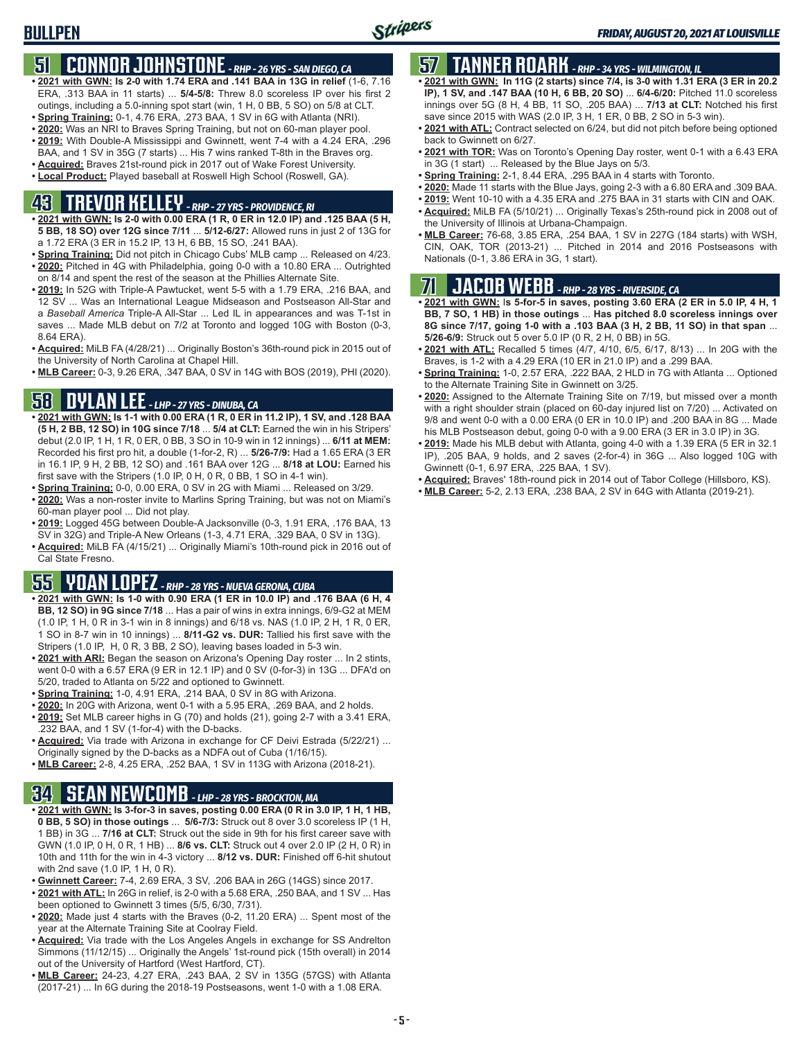## BULLPEN

*FRIDAY, AUGUST 20, 2021 AT LOUISVILLE*

### 51 CONNOR JOHNSTONE - *RHP - 26 YRS - SAN DIEGO, CA*

- **2021 with GWN: Is 2-0 with 1.74 ERA and .141 BAA in 13G in relief** (1-6, 7.16 ERA, .313 BAA in 11 starts) ... **5/4-5/8:** Threw 8.0 scoreless IP over his first 2 outings, including a 5.0-inning spot start (win, 1 H, 0 BB, 5 SO) on 5/8 at CLT.
- **Spring Training:** 0-1, 4.76 ERA, .273 BAA, 1 SV in 6G with Atlanta (NRI).
- **2020:** Was an NRI to Braves Spring Training, but not on 60-man player pool.
- **2019:** With Double-A Mississippi and Gwinnett, went 7-4 with a 4.24 ERA, .296 BAA, and 1 SV in 35G (7 starts) ... His 7 wins ranked T-8th in the Braves org.
- **Acquired:** Braves 21st-round pick in 2017 out of Wake Forest University.
- **Local Product:** Played baseball at Roswell High School (Roswell, GA).

### 43 TREVOR KELLEY - *RHP - 27 YRS - PROVIDENCE, RI*

- **2021 with GWN: Is 2-0 with 0.00 ERA (1 R, 0 ER in 12.0 IP) and .125 BAA (5 H, 5 BB, 18 SO) over 12G since 7/11** ... **5/12-6/27:** Allowed runs in just 2 of 13G for a 1.72 ERA (3 ER in 15.2 IP, 13 H, 6 BB, 15 SO, .241 BAA).
- **Spring Training:** Did not pitch in Chicago Cubs' MLB camp ... Released on 4/23.
- **2020:** Pitched in 4G with Philadelphia, going 0-0 with a 10.80 ERA ... Outrighted on 8/14 and spent the rest of the season at the Phillies Alternate Site.
- **2019:** In 52G with Triple-A Pawtucket, went 5-5 with a 1.79 ERA, .216 BAA, and 12 SV ... Was an International League Midseason and Postseason All-Star and a *Baseball America* Triple-A All-Star ... Led IL in appearances and was T-1st in saves ... Made MLB debut on 7/2 at Toronto and logged 10G with Boston (0-3, 8.64 ERA).
- **Acquired:** MiLB FA (4/28/21) ... Originally Boston's 36th-round pick in 2015 out of the University of North Carolina at Chapel Hill.
- **MLB Career:** 0-3, 9.26 ERA, .347 BAA, 0 SV in 14G with BOS (2019), PHI (2020).

### 58 DYLAN LEE - *LHP - 27 YRS - DINUBA, CA*

- **2021 with GWN: Is 1-1 with 0.00 ERA (1 R, 0 ER in 11.2 IP), 1 SV, and .128 BAA (5 H, 2 BB, 12 SO) in 10G since 7/18** ... **5/4 at CLT:** Earned the win in his Stripers' debut (2.0 IP, 1 H, 1 R, 0 ER, 0 BB, 3 SO in 10-9 win in 12 innings) ... **6/11 at MEM:** Recorded his first pro hit, a double (1-for-2, R) ... **5/26-7/9:** Had a 1.65 ERA (3 ER in 16.1 IP, 9 H, 2 BB, 12 SO) and a .161 BAA over 12G ... **8/18 at LOU:** Earned his first save with the Stripers (1.0 IP, 0 H, 0 R, 0 BB, 1 SO in 4-1 win).
- **Spring Training:** 0-0, 0.00 ERA, 0 SV in 2G with Miami ... Released on 3/29.
- **2020:** Was a non-roster invite to Marlins Spring Training, but was not on Miami's 60-man player pool ... Did not play.
- **2019:** Logged 45G between Double-A Jacksonville (0-3, 1.91 ERA, .176 BAA, 13 SV in 32G) and Triple-A New Orleans (1-3, 4.71 ERA, .329 BAA, 0 SV in 13G).
- **Acquired:** MiLB FA (4/15/21) ... Originally Miami's 10th-round pick in 2016 out of Cal State Fresno.

### 55 YOAN LOPEZ - *RHP - 28 YRS - NUEVA GERONA, CUBA*

- **2021 with GWN: Is 1-0 with 0.90 ERA (1 ER in 10.0 IP) and .176 BAA (6 H, 4 BB, 12 SO) in 9G since 7/18** ... Has a pair of wins in extra innings, 6/9-G2 at MEM (1.0 IP, 1 H, 0 R in 3-1 win in 8 innings) and 6/18 vs. NAS (1.0 IP, 2 H, 1 R, 0 ER, 1 SO in 8-7 win in 10 innings) ... **8/11-G2 vs. DUR:** Tallied his first save with the Stripers (1.0 IP, H, 0 R, 3 BB, 2 SO), leaving bases loaded in 5-3 win.
- **2021 with ARI:** Began the season on Arizona's Opening Day roster ... In 2 stints, went 0-0 with a 6.57 ERA (9 ER in 12.1 IP) and 0 SV (0-for-3) in 13G ... DFA'd on 5/20, traded to Atlanta on 5/22 and optioned to Gwinnett.
- **Spring Training:** 1-0, 4.91 ERA, .214 BAA, 0 SV in 8G with Arizona.
- **2020:** In 20G with Arizona, went 0-1 with a 5.95 ERA, .269 BAA, and 2 holds.
- **2019:** Set MLB career highs in G (70) and holds (21), going 2-7 with a 3.41 ERA, .232 BAA, and 1 SV (1-for-4) with the D-backs.
- **Acquired:** Via trade with Arizona in exchange for CF Deivi Estrada (5/22/21) ... Originally signed by the D-backs as a NDFA out of Cuba (1/16/15).
- **MLB Career:** 2-8, 4.25 ERA, .252 BAA, 1 SV in 113G with Arizona (2018-21).

### 34 SEAN NEWCOMB - *LHP - 28 YRS - BROCKTON, MA*

- **2021 with GWN: Is 3-for-3 in saves, posting 0.00 ERA (0 R in 3.0 IP, 1 H, 1 HB, 0 BB, 5 SO) in those outings** ... **5/6-7/3:** Struck out 8 over 3.0 scoreless IP (1 H, 1 BB) in 3G ... **7/16 at CLT:** Struck out the side in 9th for his first career save with GWN (1.0 IP, 0 H, 0 R, 1 HB) ... **8/6 vs. CLT:** Struck out 4 over 2.0 IP (2 H, 0 R) in 10th and 11th for the win in 4-3 victory ... **8/12 vs. DUR:** Finished off 6-hit shutout with 2nd save (1.0 IP, 1 H, 0 R).
- **Gwinnett Career:** 7-4, 2.69 ERA, 3 SV, .206 BAA in 26G (14GS) since 2017.
- **2021 with ATL:** In 26G in relief, is 2-0 with a 5.68 ERA, .250 BAA, and 1 SV ... Has been optioned to Gwinnett 3 times (5/5, 6/30, 7/31).
- **2020:** Made just 4 starts with the Braves (0-2, 11.20 ERA) ... Spent most of the year at the Alternate Training Site at Coolray Field.
- **Acquired:** Via trade with the Los Angeles Angels in exchange for SS Andrelton Simmons (11/12/15) ... Originally the Angels' 1st-round pick (15th overall) in 2014 out of the University of Hartford (West Hartford, CT).
- **MLB Career:** 24-23, 4.27 ERA, .243 BAA, 2 SV in 135G (57GS) with Atlanta (2017-21) ... In 6G during the 2018-19 Postseasons, went 1-0 with a 1.08 ERA.

### 57 TANNER ROARK - *RHP - 34 YRS - WILMINGTON, IL*

- **2021 with GWN: In 11G (2 starts) since 7/4, is 3-0 with 1.31 ERA (3 ER in 20.2 IP), 1 SV, and .147 BAA (10 H, 6 BB, 20 SO)** ... **6/4-6/20:** Pitched 11.0 scoreless innings over 5G (8 H, 4 BB, 11 SO, .205 BAA) ... **7/13 at CLT:** Notched his first save since 2015 with WAS (2.0 IP, 3 H, 1 ER, 0 BB, 2 SO in 5-3 win).
- **2021 with ATL:** Contract selected on 6/24, but did not pitch before being optioned back to Gwinnett on 6/27.
- **2021 with TOR:** Was on Toronto's Opening Day roster, went 0-1 with a 6.43 ERA in 3G (1 start) ... Released by the Blue Jays on 5/3.
- **Spring Training:** 2-1, 8.44 ERA, .295 BAA in 4 starts with Toronto.
- **2020:** Made 11 starts with the Blue Jays, going 2-3 with a 6.80 ERA and .309 BAA.
- **2019:** Went 10-10 with a 4.35 ERA and .275 BAA in 31 starts with CIN and OAK.
- **Acquired:** MiLB FA (5/10/21) ... Originally Texas's 25th-round pick in 2008 out of the University of Illinois at Urbana-Champaign.
- **MLB Career:** 76-68, 3.85 ERA, .254 BAA, 1 SV in 227G (184 starts) with WSH, CIN, OAK, TOR (2013-21) ... Pitched in 2014 and 2016 Postseasons with Nationals (0-1, 3.86 ERA in 3G, 1 start).

### 71 JACOB WEBB - *RHP - 28 YRS - RIVERSIDE, CA*

- **2021 with GWN:** Is **5-for-5 in saves, posting 3.60 ERA (2 ER in 5.0 IP, 4 H, 1 BB, 7 SO, 1 HB) in those outings** ... **Has pitched 8.0 scoreless innings over 8G since 7/17, going 1-0 with a .103 BAA (3 H, 2 BB, 11 SO) in that span** ... **5/26-6/9:** Struck out 5 over 5.0 IP (0 R, 2 H, 0 BB) in 5G.
- **2021 with ATL:** Recalled 5 times (4/7, 4/10, 6/5, 6/17, 8/13) ... In 20G with the Braves, is 1-2 with a 4.29 ERA (10 ER in 21.0 IP) and a .299 BAA.
- **Spring Training:** 1-0, 2.57 ERA, .222 BAA, 2 HLD in 7G with Atlanta ... Optioned to the Alternate Training Site in Gwinnett on 3/25.
- **2020:** Assigned to the Alternate Training Site on 7/19, but missed over a month with a right shoulder strain (placed on 60-day injured list on 7/20) ... Activated on 9/8 and went 0-0 with a 0.00 ERA (0 ER in 10.0 IP) and .200 BAA in 8G ... Made his MLB Postseason debut, going 0-0 with a 9.00 ERA (3 ER in 3.0 IP) in 3G.
- **2019:** Made his MLB debut with Atlanta, going 4-0 with a 1.39 ERA (5 ER in 32.1 IP), .205 BAA, 9 holds, and 2 saves (2-for-4) in 36G ... Also logged 10G with Gwinnett (0-1, 6.97 ERA, .225 BAA, 1 SV).
- **Acquired:** Braves' 18th-round pick in 2014 out of Tabor College (Hillsboro, KS).
- **MLB Career:** 5-2, 2.13 ERA, .238 BAA, 2 SV in 64G with Atlanta (2019-21).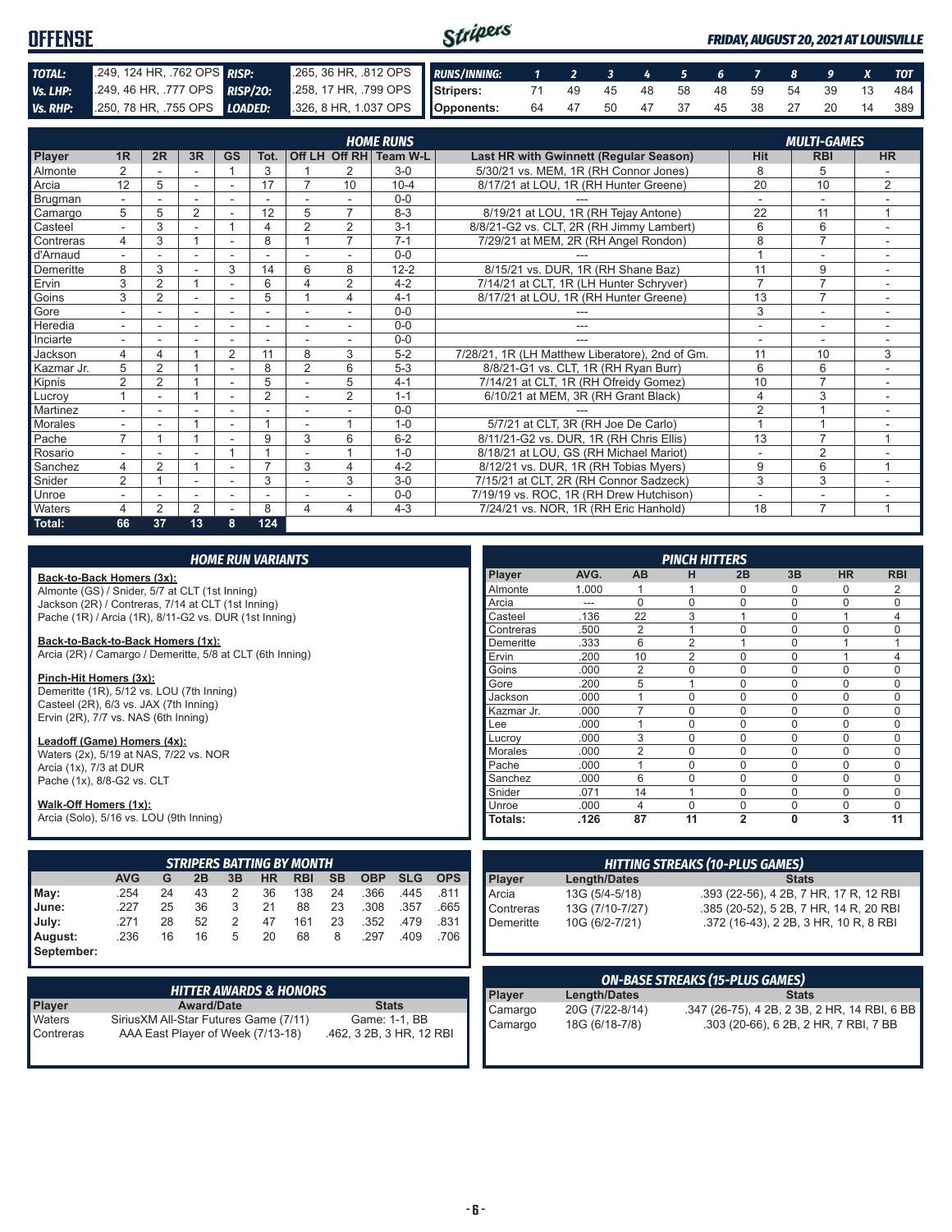# OFFENSE

*FRIDAY, AUGUST 20, 2021 AT LOUISVILLE*

| | | | |
|---|---|---|---|
| **TOTAL:** | .249, 124 HR, .762 OPS | **RISP:** | .265, 36 HR, .812 OPS |
| **Vs. LHP:** | .249, 46 HR, .777 OPS | **RISP/2O:** | .258, 17 HR, .799 OPS |
| **Vs. RHP:** | .250, 78 HR, .755 OPS | **LOADED:** | .326, 8 HR, 1.037 OPS |

| RUNS/INNING: | 1 | 2 | 3 | 4 | 5 | 6 | 7 | 8 | 9 | X | TOT |
|---|---|---|---|---|---|---|---|---|---|---|---|
| Stripers: | 71 | 49 | 45 | 48 | 58 | 48 | 59 | 54 | 39 | 13 | 484 |
| Opponents: | 64 | 47 | 50 | 47 | 37 | 45 | 38 | 27 | 20 | 14 | 389 |

## HOME RUNS / MULTI-GAMES

| Player | 1R | 2R | 3R | GS | Tot. | Off LH | Off RH | Team W-L | Last HR with Gwinnett (Regular Season) | Hit | RBI | HR |
|---|---|---|---|---|---|---|---|---|---|---|---|---|
| Almonte | 2 | - | - | 1 | 3 | 1 | 2 | 3-0 | 5/30/21 vs. MEM, 1R (RH Connor Jones) | 8 | 5 | - |
| Arcia | 12 | 5 | - | - | 17 | 7 | 10 | 10-4 | 8/17/21 at LOU, 1R (RH Hunter Greene) | 20 | 10 | 2 |
| Brugman | - | - | - | - | - | - | - | 0-0 | --- | - | - | - |
| Camargo | 5 | 5 | 2 | - | 12 | 5 | 7 | 8-3 | 8/19/21 at LOU, 1R (RH Tejay Antone) | 22 | 11 | 1 |
| Casteel | - | 3 | - | 1 | 4 | 2 | 2 | 3-1 | 8/8/21-G2 vs. CLT, 2R (RH Jimmy Lambert) | 6 | 6 | - |
| Contreras | 4 | 3 | 1 | - | 8 | 1 | 7 | 7-1 | 7/29/21 at MEM, 2R (RH Angel Rondon) | 8 | 7 | - |
| d'Arnaud | - | - | - | - | - | - | - | 0-0 | --- | 1 | - | - |
| Demeritte | 8 | 3 | - | 3 | 14 | 6 | 8 | 12-2 | 8/15/21 vs. DUR, 1R (RH Shane Baz) | 11 | 9 | - |
| Ervin | 3 | 2 | 1 | - | 6 | 4 | 2 | 4-2 | 7/14/21 at CLT, 1R (LH Hunter Schryver) | 7 | 7 | - |
| Goins | 3 | 2 | - | - | 5 | 1 | 4 | 4-1 | 8/17/21 at LOU, 1R (RH Hunter Greene) | 13 | 7 | - |
| Gore | - | - | - | - | - | - | - | 0-0 | --- | 3 | - | - |
| Heredia | - | - | - | - | - | - | - | 0-0 | --- | - | - | - |
| Inciarte | - | - | - | - | - | - | - | 0-0 | --- | - | - | - |
| Jackson | 4 | 4 | 1 | 2 | 11 | 8 | 3 | 5-2 | 7/28/21, 1R (LH Matthew Liberatore), 2nd of Gm. | 11 | 10 | 3 |
| Kazmar Jr. | 5 | 2 | 1 | - | 8 | 2 | 6 | 5-3 | 8/8/21-G1 vs. CLT, 1R (RH Ryan Burr) | 6 | 6 | - |
| Kipnis | 2 | 2 | 1 | - | 5 | - | 5 | 4-1 | 7/14/21 at CLT, 1R (RH Ofreidy Gomez) | 10 | 7 | - |
| Lucroy | 1 | - | 1 | - | 2 | - | 2 | 1-1 | 6/10/21 at MEM, 3R (RH Grant Black) | 4 | 3 | - |
| Martinez | - | - | - | - | - | - | - | 0-0 | --- | 2 | 1 | - |
| Morales | - | - | 1 | - | 1 | - | 1 | 1-0 | 5/7/21 at CLT, 3R (RH Joe De Carlo) | 1 | 1 | - |
| Pache | 7 | 1 | 1 | - | 9 | 3 | 6 | 6-2 | 8/11/21-G2 vs. DUR, 1R (RH Chris Ellis) | 13 | 7 | 1 |
| Rosario | - | - | - | 1 | 1 | - | 1 | 1-0 | 8/18/21 at LOU, GS (RH Michael Mariot) | - | 2 | - |
| Sanchez | 4 | 2 | 1 | - | 7 | 3 | 4 | 4-2 | 8/12/21 vs. DUR, 1R (RH Tobias Myers) | 9 | 6 | 1 |
| Snider | 2 | 1 | - | - | 3 | - | 3 | 3-0 | 7/15/21 at CLT, 2R (RH Connor Sadzeck) | 3 | 3 | - |
| Unroe | - | - | - | - | - | - | - | 0-0 | 7/19/19 vs. ROC, 1R (RH Drew Hutchison) | - | - | - |
| Waters | 4 | 2 | 2 | - | 8 | 4 | 4 | 4-3 | 7/24/21 vs. NOR, 1R (RH Eric Hanhold) | 18 | 7 | 1 |
| **Total:** | **66** | **37** | **13** | **8** | **124** | | | | | | | |

## HOME RUN VARIANTS

**Back-to-Back Homers (3x):**
Almonte (GS) / Snider, 5/7 at CLT (1st Inning)
Jackson (2R) / Contreras, 7/14 at CLT (1st Inning)
Pache (1R) / Arcia (1R), 8/11-G2 vs. DUR (1st Inning)

**Back-to-Back-to-Back Homers (1x):**
Arcia (2R) / Camargo / Demeritte, 5/8 at CLT (6th Inning)

**Pinch-Hit Homers (3x):**
Demeritte (1R), 5/12 vs. LOU (7th Inning)
Casteel (2R), 6/3 vs. JAX (7th Inning)
Ervin (2R), 7/7 vs. NAS (6th Inning)

**Leadoff (Game) Homers (4x):**
Waters (2x), 5/19 at NAS, 7/22 vs. NOR
Arcia (1x), 7/3 at DUR
Pache (1x), 8/8-G2 vs. CLT

**Walk-Off Homers (1x):**
Arcia (Solo), 5/16 vs. LOU (9th Inning)

## PINCH HITTERS

| Player | AVG. | AB | H | 2B | 3B | HR | RBI |
|---|---|---|---|---|---|---|---|
| Almonte | 1.000 | 1 | 1 | 0 | 0 | 0 | 2 |
| Arcia | --- | 0 | 0 | 0 | 0 | 0 | 0 |
| Casteel | .136 | 22 | 3 | 1 | 0 | 1 | 4 |
| Contreras | .500 | 2 | 1 | 0 | 0 | 0 | 0 |
| Demeritte | .333 | 6 | 2 | 1 | 0 | 1 | 1 |
| Ervin | .200 | 10 | 2 | 0 | 0 | 1 | 4 |
| Goins | .000 | 2 | 0 | 0 | 0 | 0 | 0 |
| Gore | .200 | 5 | 1 | 0 | 0 | 0 | 0 |
| Jackson | .000 | 1 | 0 | 0 | 0 | 0 | 0 |
| Kazmar Jr. | .000 | 7 | 0 | 0 | 0 | 0 | 0 |
| Lee | .000 | 1 | 0 | 0 | 0 | 0 | 0 |
| Lucroy | .000 | 3 | 0 | 0 | 0 | 0 | 0 |
| Morales | .000 | 2 | 0 | 0 | 0 | 0 | 0 |
| Pache | .000 | 1 | 0 | 0 | 0 | 0 | 0 |
| Sanchez | .000 | 6 | 0 | 0 | 0 | 0 | 0 |
| Snider | .071 | 14 | 1 | 0 | 0 | 0 | 0 |
| Unroe | .000 | 4 | 0 | 0 | 0 | 0 | 0 |
| **Totals:** | **.126** | **87** | **11** | **2** | **0** | **3** | **11** |

## STRIPERS BATTING BY MONTH

| | AVG | G | 2B | 3B | HR | RBI | SB | OBP | SLG | OPS |
|---|---|---|---|---|---|---|---|---|---|---|
| May: | .254 | 24 | 43 | 2 | 36 | 138 | 24 | .366 | .445 | .811 |
| June: | .227 | 25 | 36 | 3 | 21 | 88 | 23 | .308 | .357 | .665 |
| July: | .271 | 28 | 52 | 2 | 47 | 161 | 23 | .352 | .479 | .831 |
| August: | .236 | 16 | 16 | 5 | 20 | 68 | 8 | .297 | .409 | .706 |
| September: | | | | | | | | | | |

## HITTING STREAKS (10-PLUS GAMES)

| Player | Length/Dates | Stats |
|---|---|---|
| Arcia | 13G (5/4-5/18) | .393 (22-56), 4 2B, 7 HR, 17 R, 12 RBI |
| Contreras | 13G (7/10-7/27) | .385 (20-52), 5 2B, 7 HR, 14 R, 20 RBI |
| Demeritte | 10G (6/2-7/21) | .372 (16-43), 2 2B, 3 HR, 10 R, 8 RBI |

## HITTER AWARDS & HONORS

| Player | Award/Date | Stats |
|---|---|---|
| Waters | SiriusXM All-Star Futures Game (7/11) | Game: 1-1, BB |
| Contreras | AAA East Player of Week (7/13-18) | .462, 3 2B, 3 HR, 12 RBI |

## ON-BASE STREAKS (15-PLUS GAMES)

| Player | Length/Dates | Stats |
|---|---|---|
| Camargo | 20G (7/22-8/14) | .347 (26-75), 4 2B, 2 3B, 2 HR, 14 RBI, 6 BB |
| Camargo | 18G (6/18-7/8) | .303 (20-66), 6 2B, 2 HR, 7 RBI, 7 BB |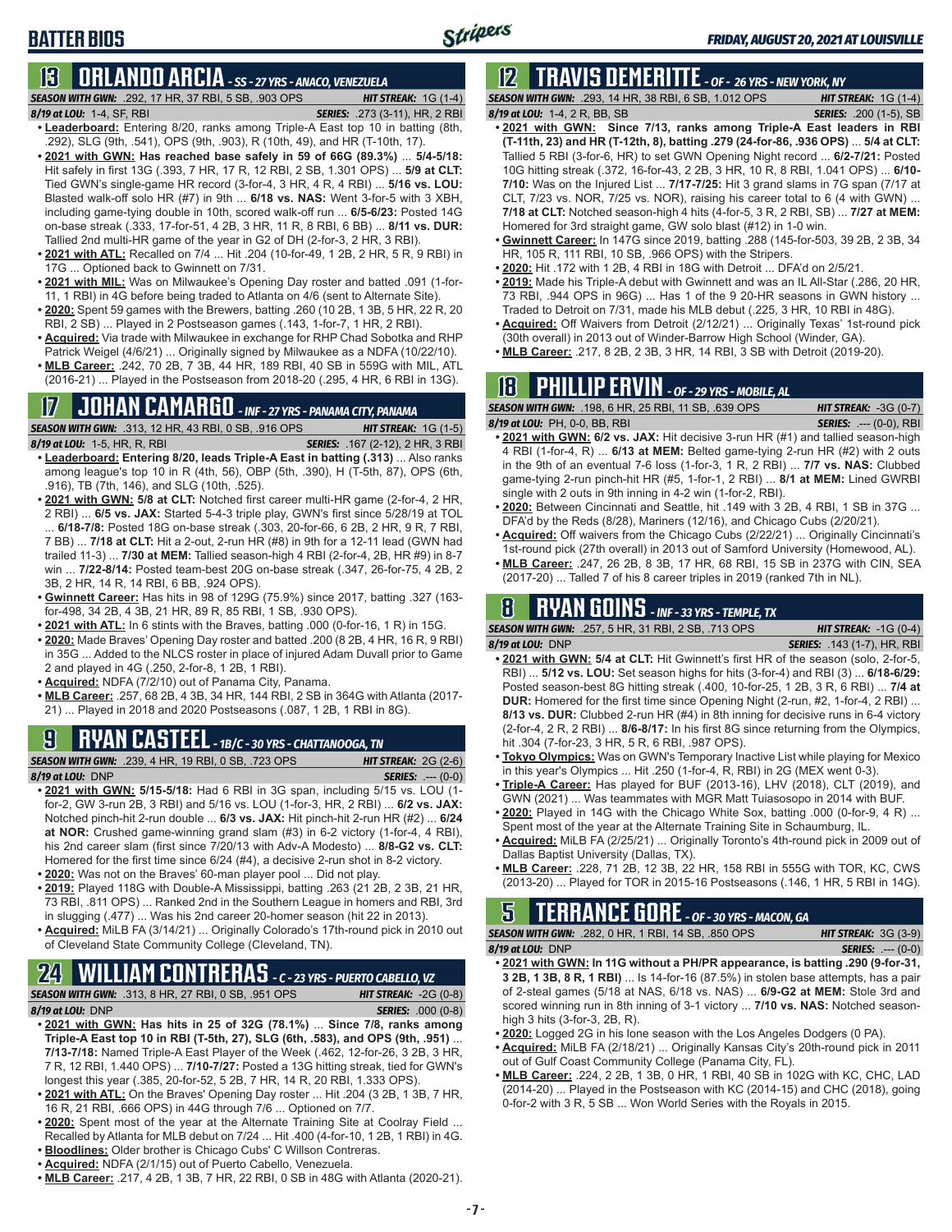## BATTER BIOS

### 13 ORLANDO ARCIA - SS - 27 YRS - ANACO, VENEZUELA

**SEASON WITH GWN:** .292, 17 HR, 37 RBI, 5 SB, .903 OPS **HIT STREAK:** 1G (1-4)
**8/19 at LOU:** 1-4, SF, RBI **SERIES:** .273 (3-11), HR, 2 RBI

- **Leaderboard:** Entering 8/20, ranks among Triple-A East top 10 in batting (8th, .292), SLG (9th, .541), OPS (9th, .903), R (10th, 49), and HR (T-10th, 17).
- **2021 with GWN: Has reached base safely in 59 of 66G (89.3%)** ... **5/4-5/18:** Hit safely in first 13G (.393, 7 HR, 17 R, 12 RBI, 2 SB, 1.301 OPS) ... **5/9 at CLT:** Tied GWN's single-game HR record (3-for-4, 3 HR, 4 R, 4 RBI) ... **5/16 vs. LOU:** Blasted walk-off solo HR (#7) in 9th ... **6/18 vs. NAS:** Went 3-for-5 with 3 XBH, including game-tying double in 10th, scored walk-off run ... **6/5-6/23:** Posted 14G on-base streak (.333, 17-for-51, 4 2B, 3 HR, 11 R, 8 RBI, 6 BB) ... **8/11 vs. DUR:** Tallied 2nd multi-HR game of the year in G2 of DH (2-for-3, 2 HR, 3 RBI).
- **2021 with ATL:** Recalled on 7/4 ... Hit .204 (10-for-49, 1 2B, 2 HR, 5 R, 9 RBI) in 17G ... Optioned back to Gwinnett on 7/31.
- **2021 with MIL:** Was on Milwaukee's Opening Day roster and batted .091 (1-for-11, 1 RBI) in 4G before being traded to Atlanta on 4/6 (sent to Alternate Site).
- **2020:** Spent 59 games with the Brewers, batting .260 (10 2B, 1 3B, 5 HR, 22 R, 20 RBI, 2 SB) ... Played in 2 Postseason games (.143, 1-for-7, 1 HR, 2 RBI).
- **Acquired:** Via trade with Milwaukee in exchange for RHP Chad Sobotka and RHP Patrick Weigel (4/6/21) ... Originally signed by Milwaukee as a NDFA (10/22/10).
- **MLB Career:** .242, 70 2B, 7 3B, 44 HR, 189 RBI, 40 SB in 559G with MIL, ATL (2016-21) ... Played in the Postseason from 2018-20 (.295, 4 HR, 6 RBI in 13G).

### 17 JOHAN CAMARGO - INF - 27 YRS - PANAMA CITY, PANAMA

**SEASON WITH GWN:** .313, 12 HR, 43 RBI, 0 SB, .916 OPS **HIT STREAK:** 1G (1-5)
**8/19 at LOU:** 1-5, HR, R, RBI **SERIES:** .167 (2-12), 2 HR, 3 RBI

- **Leaderboard: Entering 8/20, leads Triple-A East in batting (.313)** ... Also ranks among league's top 10 in R (4th, 56), OBP (5th, .390), H (T-5th, 87), OPS (6th, .916), TB (7th, 146), and SLG (10th, .525).
- **2021 with GWN: 5/8 at CLT:** Notched first career multi-HR game (2-for-4, 2 HR, 2 RBI) ... **6/5 vs. JAX:** Started 5-4-3 triple play, GWN's first since 5/28/19 at TOL ... **6/18-7/8:** Posted 18G on-base streak (.303, 20-for-66, 6 2B, 2 HR, 9 R, 7 RBI, 7 BB) ... **7/18 at CLT:** Hit a 2-out, 2-run HR (#8) in 9th for a 12-11 lead (GWN had trailed 11-3) ... **7/30 at MEM:** Tallied season-high 4 RBI (2-for-4, 2B, HR #9) in 8-7 win ... **7/22-8/14:** Posted team-best 20G on-base streak (.347, 26-for-75, 4 2B, 2 3B, 2 HR, 14 R, 14 RBI, 6 BB, .924 OPS).
- **Gwinnett Career:** Has hits in 98 of 129G (75.9%) since 2017, batting .327 (163-for-498, 34 2B, 4 3B, 21 HR, 89 R, 85 RBI, 1 SB, .930 OPS).
- **2021 with ATL:** In 6 stints with the Braves, batting .000 (0-for-16, 1 R) in 15G.
- **2020:** Made Braves' Opening Day roster and batted .200 (8 2B, 4 HR, 16 R, 9 RBI) in 35G ... Added to the NLCS roster in place of injured Adam Duvall prior to Game 2 and played in 4G (.250, 2-for-8, 1 2B, 1 RBI).
- **Acquired:** NDFA (7/2/10) out of Panama City, Panama.
- **MLB Career:** .257, 68 2B, 4 3B, 34 HR, 144 RBI, 2 SB in 364G with Atlanta (2017-21) ... Played in 2018 and 2020 Postseasons (.087, 1 2B, 1 RBI in 8G).

### 9 RYAN CASTEEL - 1B/C - 30 YRS - CHATTANOOGA, TN

**SEASON WITH GWN:** .239, 4 HR, 19 RBI, 0 SB, .723 OPS **HIT STREAK:** 2G (2-6)
**8/19 at LOU:** DNP **SERIES:** .--- (0-0)

- **2021 with GWN: 5/15-5/18:** Had 6 RBI in 3G span, including 5/15 vs. LOU (1-for-2, GW 3-run 2B, 3 RBI) and 5/16 vs. LOU (1-for-3, HR, 2 RBI) ... **6/2 vs. JAX:** Notched pinch-hit 2-run double ... **6/3 vs. JAX:** Hit pinch-hit 2-run HR (#2) ... **6/24 at NOR:** Crushed game-winning grand slam (#3) in 6-2 victory (1-for-4, 4 RBI), his 2nd career slam (first since 7/20/13 with Adv-A Modesto) ... **8/8-G2 vs. CLT:** Homered for the first time since 6/24 (#4), a decisive 2-run shot in 8-2 victory.
- **2020:** Was not on the Braves' 60-man player pool ... Did not play.
- **2019:** Played 118G with Double-A Mississippi, batting .263 (21 2B, 2 3B, 21 HR, 73 RBI, .811 OPS) ... Ranked 2nd in the Southern League in homers and RBI, 3rd in slugging (.477) ... Was his 2nd career 20-homer season (hit 22 in 2013).
- **Acquired:** MiLB FA (3/14/21) ... Originally Colorado's 17th-round pick in 2010 out of Cleveland State Community College (Cleveland, TN).

### 24 WILLIAM CONTRERAS - C - 23 YRS - PUERTO CABELLO, VZ

**SEASON WITH GWN:** .313, 8 HR, 27 RBI, 0 SB, .951 OPS **HIT STREAK:** -2G (0-8)
**8/19 at LOU:** DNP **SERIES:** .000 (0-8)

- **2021 with GWN: Has hits in 25 of 32G (78.1%)** ... **Since 7/8, ranks among Triple-A East top 10 in RBI (T-5th, 27), SLG (6th, .583), and OPS (9th, .951)** ... **7/13-7/18:** Named Triple-A East Player of the Week (.462, 12-for-26, 3 2B, 3 HR, 7 R, 12 RBI, 1.440 OPS) ... **7/10-7/27:** Posted a 13G hitting streak, tied for GWN's longest this year (.385, 20-for-52, 5 2B, 7 HR, 14 R, 20 RBI, 1.333 OPS).
- **2021 with ATL:** On the Braves' Opening Day roster ... Hit .204 (3 2B, 1 3B, 7 HR, 16 R, 21 RBI, .666 OPS) in 44G through 7/6 ... Optioned on 7/7.
- **2020:** Spent most of the year at the Alternate Training Site at Coolray Field ... Recalled by Atlanta for MLB debut on 7/24 ... Hit .400 (4-for-10, 1 2B, 1 RBI) in 4G.
- **Bloodlines:** Older brother is Chicago Cubs' C Willson Contreras.
- **Acquired:** NDFA (2/1/15) out of Puerto Cabello, Venezuela.
- **MLB Career:** .217, 4 2B, 1 3B, 7 HR, 22 RBI, 0 SB in 48G with Atlanta (2020-21).

### 12 TRAVIS DEMERITTE - OF - 26 YRS - NEW YORK, NY

**SEASON WITH GWN:** .293, 14 HR, 38 RBI, 6 SB, 1.012 OPS **HIT STREAK:** 1G (1-4)
**8/19 at LOU:** 1-4, 2 R, BB, SB **SERIES:** .200 (1-5), SB

- **2021 with GWN: Since 7/13, ranks among Triple-A East leaders in RBI (T-11th, 23) and HR (T-12th, 8), batting .279 (24-for-86, .936 OPS)** ... **5/4 at CLT:** Tallied 5 RBI (3-for-6, HR) to set GWN Opening Night record ... **6/2-7/21:** Posted 10G hitting streak (.372, 16-for-43, 2 2B, 3 HR, 10 R, 8 RBI, 1.041 OPS) ... **6/10-7/10:** Was on the Injured List ... **7/17-7/25:** Hit 3 grand slams in 7G span (7/17 at CLT, 7/23 vs. NOR, 7/25 vs. NOR), raising his career total to 6 (4 with GWN) ... **7/18 at CLT:** Notched season-high 4 hits (4-for-5, 3 R, 2 RBI, SB) ... **7/27 at MEM:** Homered for 3rd straight game, GW solo blast (#12) in 1-0 win.
- **Gwinnett Career:** In 147G since 2019, batting .288 (145-for-503, 39 2B, 2 3B, 34 HR, 105 R, 111 RBI, 10 SB, .966 OPS) with the Stripers.
- **2020:** Hit .172 with 1 2B, 4 RBI in 18G with Detroit ... DFA'd on 2/5/21.
- **2019:** Made his Triple-A debut with Gwinnett and was an IL All-Star (.286, 20 HR, 73 RBI, .944 OPS in 96G) ... Has 1 of the 9 20-HR seasons in GWN history ... Traded to Detroit on 7/31, made his MLB debut (.225, 3 HR, 10 RBI in 48G).
- **Acquired:** Off Waivers from Detroit (2/12/21) ... Originally Texas' 1st-round pick (30th overall) in 2013 out of Winder-Barrow High School (Winder, GA).
- **MLB Career:** .217, 8 2B, 2 3B, 3 HR, 14 RBI, 3 SB with Detroit (2019-20).

### 18 PHILLIP ERVIN - OF - 29 YRS - MOBILE, AL

**SEASON WITH GWN:** .198, 6 HR, 25 RBI, 11 SB, .639 OPS **HIT STREAK:** -3G (0-7)
**8/19 at LOU:** PH, 0-0, BB, RBI **SERIES:** .--- (0-0), RBI

- **2021 with GWN: 6/2 vs. JAX:** Hit decisive 3-run HR (#1) and tallied season-high 4 RBI (1-for-4, R) ... **6/13 at MEM:** Belted game-tying 2-run HR (#2) with 2 outs in the 9th of an eventual 7-6 loss (1-for-3, 1 R, 2 RBI) ... **7/7 vs. NAS:** Clubbed 2-run pinch-hit HR (#5, 1-for-1, 2 RBI) ... **8/1 at MEM:** Lined GWRBI single with 2 outs in 9th inning in 4-2 win (1-for-2, RBI).
- **2020:** Between Cincinnati and Seattle, hit .149 with 3 2B, 4 RBI, 1 SB in 37G ... DFA'd by the Reds (8/28), Mariners (12/16), and Chicago Cubs (2/20/21).
- **Acquired:** Off waivers from the Chicago Cubs (2/22/21) ... Originally Cincinnati's 1st-round pick (27th overall) in 2013 out of Samford University (Homewood, AL).
- **MLB Career:** .247, 26 2B, 8 3B, 17 HR, 68 RBI, 15 SB in 237G with CIN, SEA (2017-20) ... Tallied 7 of his 8 career triples in 2019 (ranked 7th in NL).

### 8 RYAN GOINS - INF - 33 YRS - TEMPLE, TX

**SEASON WITH GWN:** .257, 5 HR, 31 RBI, 2 SB, .713 OPS **HIT STREAK:** -1G (0-4)
**8/19 at LOU:** DNP **SERIES:** .143 (1-7), HR, RBI

- **2021 with GWN: 5/4 at CLT:** Hit Gwinnett's first HR of the season (solo, 2-for-5, RBI) ... **5/12 vs. LOU:** Set season highs for hits (3-for-4) and RBI (3) ... **6/18-6/29:** Posted season-best 8G hitting streak (.400, 10-for-25, 1 2B, 1 3B, 6 RBI) ... **7/4 at DUR:** Homered for the first time since Opening Night (2-run, #2, 1-for-4, 2 RBI) ... **8/13 vs. DUR:** Clubbed 2-run HR (#4) in 8th inning for decisive runs in 6-4 victory (2-for-4, 2 R, 2 RBI) ... **8/6-8/17:** In his first 8G since returning from the Olympics, hit .304 (7-for-23, 3 HR, 5 R, 6 RBI, .987 OPS).
- **Tokyo Olympics:** Was on GWN's Temporary Inactive List while playing for Mexico in this year's Olympics ... Hit .250 (1-for-4, R, RBI) in 2G (MEX went 0-3).
- **Triple-A Career:** Has played for BUF (2013-16), LHV (2018), CLT (2019), and GWN (2021) ... Was teammates with MGR Matt Tuiasosopo in 2014 with BUF.
- **2020:** Played in 14G with the Chicago White Sox, batting .000 (0-for-9, 4 R) ... Spent most of the year at the Alternate Training Site in Schaumburg, IL.
- **Acquired:** MiLB FA (2/25/21) ... Originally Toronto's 4th-round pick in 2009 out of Dallas Baptist University (Dallas, TX).
- **MLB Career:** .228, 71 2B, 12 3B, 22 HR, 158 RBI in 555G with TOR, KC, CWS (2013-20) ... Played for TOR in 2015-16 Postseasons (.146, 1 HR, 5 RBI in 14G).

### 5 TERRANCE GORE - OF - 30 YRS - MACON, GA

**SEASON WITH GWN:** .282, 0 HR, 1 RBI, 14 SB, .850 OPS **HIT STREAK:** 3G (3-9)
**8/19 at LOU:** DNP **SERIES:** .--- (0-0)

- **2021 with GWN: In 11G without a PH/PR appearance, is batting .290 (9-for-31, 3 2B, 1 3B, 8 R, 1 RBI)** ... Is 14-for-16 (87.5%) in stolen base attempts, has a pair of 2-steal games (5/18 at NAS, 6/18 vs. NAS) ... **6/9-G2 at MEM:** Stole 3rd and scored winning run in 8th inning of 3-1 victory ... **7/10 vs. NAS:** Notched season-high 3 hits (3-for-3, 2B, R).
- **2020:** Logged 2G in his lone season with the Los Angeles Dodgers (0 PA).
- **Acquired:** MiLB FA (2/18/21) ... Originally Kansas City's 20th-round pick in 2011 out of Gulf Coast Community College (Panama City, FL).
- **MLB Career:** .224, 2 2B, 1 3B, 0 HR, 1 RBI, 40 SB in 102G with KC, CHC, LAD (2014-20) ... Played in the Postseason with KC (2014-15) and CHC (2018), going 0-for-2 with 3 R, 5 SB ... Won World Series with the Royals in 2015.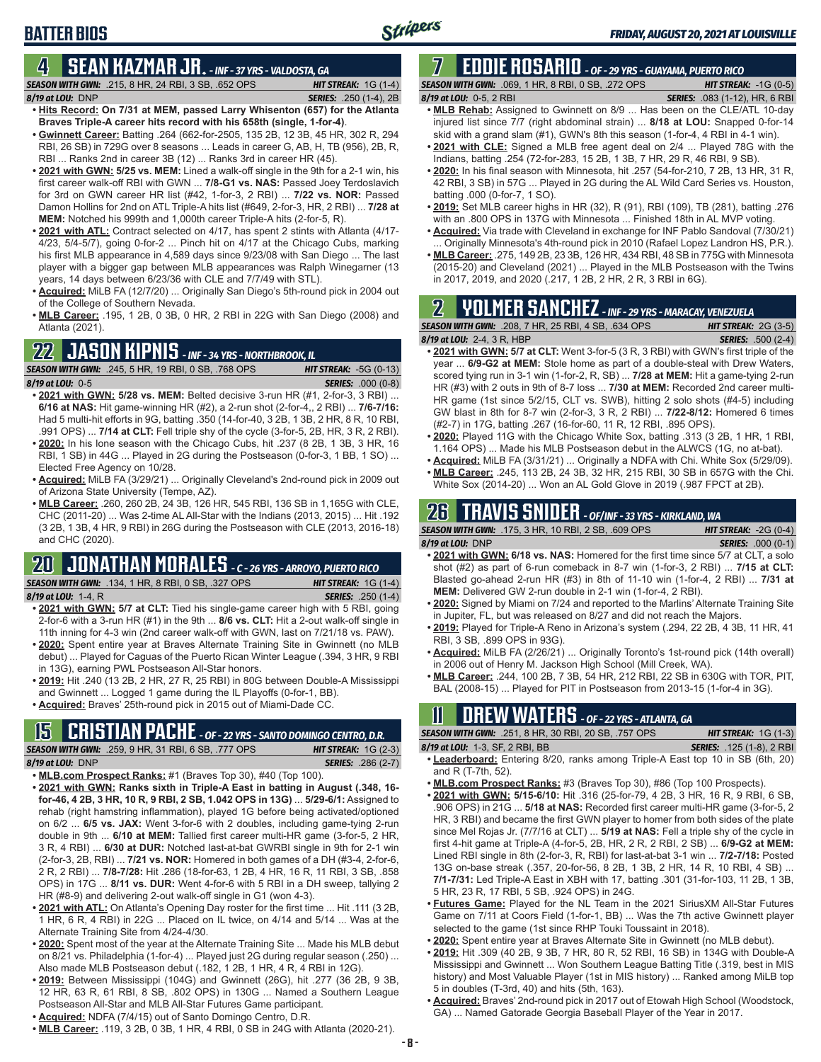# BATTER BIOS

## 4 SEAN KAZMAR JR. - INF - 37 YRS - VALDOSTA, GA

**SEASON WITH GWN:** .215, 8 HR, 24 RBI, 3 SB, .652 OPS **HIT STREAK:** 1G (1-4)
**8/19 at LOU:** DNP **SERIES:** .250 (1-4), 2B

- **Hits Record: On 7/31 at MEM, passed Larry Whisenton (657) for the Atlanta Braves Triple-A career hits record with his 658th (single, 1-for-4)**.
- **Gwinnett Career:** Batting .264 (662-for-2505, 135 2B, 12 3B, 45 HR, 302 R, 294 RBI, 26 SB) in 729G over 8 seasons ... Leads in career G, AB, H, TB (956), 2B, R, RBI ... Ranks 2nd in career 3B (12) ... Ranks 3rd in career HR (45).
- **2021 with GWN: 5/25 vs. MEM:** Lined a walk-off single in the 9th for a 2-1 win, his first career walk-off RBI with GWN ... **7/8-G1 vs. NAS:** Passed Joey Terdoslavich for 3rd on GWN career HR list (#42, 1-for-3, 2 RBI) ... **7/22 vs. NOR:** Passed Damon Hollins for 2nd on ATL Triple-A hits list (#649, 2-for-3, HR, 2 RBI) ... **7/28 at MEM:** Notched his 999th and 1,000th career Triple-A hits (2-for-5, R).
- **2021 with ATL:** Contract selected on 4/17, has spent 2 stints with Atlanta (4/17-4/23, 5/4-5/7), going 0-for-2 ... Pinch hit on 4/17 at the Chicago Cubs, marking his first MLB appearance in 4,589 days since 9/23/08 with San Diego ... The last player with a bigger gap between MLB appearances was Ralph Winegarner (13 years, 14 days between 6/23/36 with CLE and 7/7/49 with STL).
- **Acquired:** MiLB FA (12/7/20) ... Originally San Diego's 5th-round pick in 2004 out of the College of Southern Nevada.
- **MLB Career:** .195, 1 2B, 0 3B, 0 HR, 2 RBI in 22G with San Diego (2008) and Atlanta (2021).

## 22 JASON KIPNIS - INF - 34 YRS - NORTHBROOK, IL

**SEASON WITH GWN:** .245, 5 HR, 19 RBI, 0 SB, .768 OPS **HIT STREAK:** -5G (0-13)
**8/19 at LOU:** 0-5 **SERIES:** .000 (0-8)

- **2021 with GWN: 5/28 vs. MEM:** Belted decisive 3-run HR (#1, 2-for-3, 3 RBI) ... **6/16 at NAS:** Hit game-winning HR (#2), a 2-run shot (2-for-4,, 2 RBI) ... **7/6-7/16:** Had 5 multi-hit efforts in 9G, batting .350 (14-for-40, 3 2B, 1 3B, 2 HR, 8 R, 10 RBI, .991 OPS) ... **7/14 at CLT:** Fell triple shy of the cycle (3-for-5, 2B, HR, 3 R, 2 RBI).
- **2020:** In his lone season with the Chicago Cubs, hit .237 (8 2B, 1 3B, 3 HR, 16 RBI, 1 SB) in 44G ... Played in 2G during the Postseason (0-for-3, 1 BB, 1 SO) ... Elected Free Agency on 10/28.
- **Acquired:** MiLB FA (3/29/21) ... Originally Cleveland's 2nd-round pick in 2009 out of Arizona State University (Tempe, AZ).
- **MLB Career:** .260, 260 2B, 24 3B, 126 HR, 545 RBI, 136 SB in 1,165G with CLE, CHC (2011-20) ... Was 2-time AL All-Star with the Indians (2013, 2015) ... Hit .192 (3 2B, 1 3B, 4 HR, 9 RBI) in 26G during the Postseason with CLE (2013, 2016-18) and CHC (2020).

## 20 JONATHAN MORALES - C - 26 YRS - ARROYO, PUERTO RICO

**SEASON WITH GWN:** .134, 1 HR, 8 RBI, 0 SB, .327 OPS **HIT STREAK:** 1G (1-4)
**8/19 at LOU:** 1-4, R **SERIES:** .250 (1-4)

- **2021 with GWN: 5/7 at CLT:** Tied his single-game career high with 5 RBI, going 2-for-6 with a 3-run HR (#1) in the 9th ... **8/6 vs. CLT:** Hit a 2-out walk-off single in 11th inning for 4-3 win (2nd career walk-off with GWN, last on 7/21/18 vs. PAW).
- **2020:** Spent entire year at Braves Alternate Training Site in Gwinnett (no MLB debut) ... Played for Caguas of the Puerto Rican Winter League (.394, 3 HR, 9 RBI in 13G), earning PWL Postseason All-Star honors.
- **2019:** Hit .240 (13 2B, 2 HR, 27 R, 25 RBI) in 80G between Double-A Mississippi and Gwinnett ... Logged 1 game during the IL Playoffs (0-for-1, BB).
- **Acquired:** Braves' 25th-round pick in 2015 out of Miami-Dade CC.

## 15 CRISTIAN PACHE - OF - 22 YRS - SANTO DOMINGO CENTRO, D.R.

**SEASON WITH GWN:** .259, 9 HR, 31 RBI, 6 SB, .777 OPS **HIT STREAK:** 1G (2-3)
**8/19 at LOU:** DNP **SERIES:** .286 (2-7)

- **MLB.com Prospect Ranks:** #1 (Braves Top 30), #40 (Top 100).
- **2021 with GWN: Ranks sixth in Triple-A East in batting in August (.348, 16-for-46, 4 2B, 3 HR, 10 R, 9 RBI, 2 SB, 1.042 OPS in 13G)** ... **5/29-6/1:** Assigned to rehab (right hamstring inflammation), played 1G before being activated/optioned on 6/2 ... **6/5 vs. JAX:** Went 3-for-6 with 2 doubles, including game-tying 2-run double in 9th ... **6/10 at MEM:** Tallied first career multi-HR game (3-for-5, 2 HR, 3 R, 4 RBI) ... **6/30 at DUR:** Notched last-at-bat GWRBI single in 9th for 2-1 win (2-for-3, 2B, RBI) ... **7/21 vs. NOR:** Homered in both games of a DH (#3-4, 2-for-6, 2 R, 2 RBI) ... **7/8-7/28:** Hit .286 (18-for-63, 1 2B, 4 HR, 16 R, 11 RBI, 3 SB, .858 OPS) in 17G ... **8/11 vs. DUR:** Went 4-for-6 with 5 RBI in a DH sweep, tallying 2 HR (#8-9) and delivering 2-out walk-off single in G1 (won 4-3).
- **2021 with ATL:** On Atlanta's Opening Day roster for the first time ... Hit .111 (3 2B, 1 HR, 6 R, 4 RBI) in 22G ... Placed on IL twice, on 4/14 and 5/14 ... Was at the Alternate Training Site from 4/24-4/30.
- **2020:** Spent most of the year at the Alternate Training Site ... Made his MLB debut on 8/21 vs. Philadelphia (1-for-4) ... Played just 2G during regular season (.250) ... Also made MLB Postseason debut (.182, 1 2B, 1 HR, 4 R, 4 RBI in 12G).
- **2019:** Between Mississippi (104G) and Gwinnett (26G), hit .277 (36 2B, 9 3B, 12 HR, 63 R, 61 RBI, 8 SB, .802 OPS) in 130G ... Named a Southern League Postseason All-Star and MLB All-Star Futures Game participant.
- **Acquired:** NDFA (7/4/15) out of Santo Domingo Centro, D.R.
- **MLB Career:** .119, 3 2B, 0 3B, 1 HR, 4 RBI, 0 SB in 24G with Atlanta (2020-21).

## 7 EDDIE ROSARIO - OF - 29 YRS - GUAYAMA, PUERTO RICO

**SEASON WITH GWN:** .069, 1 HR, 8 RBI, 0 SB, .272 OPS **HIT STREAK:** -1G (0-5)
**8/19 at LOU:** 0-5, 2 RBI **SERIES:** .083 (1-12), HR, 6 RBI

- **MLB Rehab:** Assigned to Gwinnett on 8/9 ... Has been on the CLE/ATL 10-day injured list since 7/7 (right abdominal strain) ... **8/18 at LOU:** Snapped 0-for-14 skid with a grand slam (#1), GWN's 8th this season (1-for-4, 4 RBI in 4-1 win).
- **2021 with CLE:** Signed a MLB free agent deal on 2/4 ... Played 78G with the Indians, batting .254 (72-for-283, 15 2B, 1 3B, 7 HR, 29 R, 46 RBI, 9 SB).
- **2020:** In his final season with Minnesota, hit .257 (54-for-210, 7 2B, 13 HR, 31 R, 42 RBI, 3 SB) in 57G ... Played in 2G during the AL Wild Card Series vs. Houston, batting .000 (0-for-7, 1 SO).
- **2019:** Set MLB career highs in HR (32), R (91), RBI (109), TB (281), batting .276 with an .800 OPS in 137G with Minnesota ... Finished 18th in AL MVP voting.
- **Acquired:** Via trade with Cleveland in exchange for INF Pablo Sandoval (7/30/21) ... Originally Minnesota's 4th-round pick in 2010 (Rafael Lopez Landron HS, P.R.).
- **MLB Career:** .275, 149 2B, 23 3B, 126 HR, 434 RBI, 48 SB in 775G with Minnesota (2015-20) and Cleveland (2021) ... Played in the MLB Postseason with the Twins in 2017, 2019, and 2020 (.217, 1 2B, 2 HR, 2 R, 3 RBI in 6G).

## 2 YOLMER SANCHEZ - INF - 29 YRS - MARACAY, VENEZUELA

**SEASON WITH GWN:** .208, 7 HR, 25 RBI, 4 SB, .634 OPS **HIT STREAK:** 2G (3-5)
**8/19 at LOU:** 2-4, 3 R, HBP **SERIES:** .500 (2-4)

- **2021 with GWN: 5/7 at CLT:** Went 3-for-5 (3 R, 3 RBI) with GWN's first triple of the year ... **6/9-G2 at MEM:** Stole home as part of a double-steal with Drew Waters, scored tying run in 3-1 win (1-for-2, R, SB) ... **7/28 at MEM:** Hit a game-tying 2-run HR (#3) with 2 outs in 9th of 8-7 loss ... **7/30 at MEM:** Recorded 2nd career multi-HR game (1st since 5/2/15, CLT vs. SWB), hitting 2 solo shots (#4-5) including GW blast in 8th for 8-7 win (2-for-3, 3 R, 2 RBI) ... **7/22-8/12:** Homered 6 times (#2-7) in 17G, batting .267 (16-for-60, 11 R, 12 RBI, .895 OPS).
- **2020:** Played 11G with the Chicago White Sox, batting .313 (3 2B, 1 HR, 1 RBI, 1.164 OPS) ... Made his MLB Postseason debut in the ALWCS (1G, no at-bat).
- **Acquired:** MiLB FA (3/31/21) ... Originally a NDFA with Chi. White Sox (5/29/09).
- **MLB Career:** .245, 113 2B, 24 3B, 32 HR, 215 RBI, 30 SB in 657G with the Chi. White Sox (2014-20) ... Won an AL Gold Glove in 2019 (.987 FPCT at 2B).

## 26 TRAVIS SNIDER - OF/INF - 33 YRS - KIRKLAND, WA

**SEASON WITH GWN:** .175, 3 HR, 10 RBI, 2 SB, .609 OPS **HIT STREAK:** -2G (0-4)
**8/19 at LOU:** DNP **SERIES:** .000 (0-1)

- **2021 with GWN: 6/18 vs. NAS:** Homered for the first time since 5/7 at CLT, a solo shot (#2) as part of 6-run comeback in 8-7 win (1-for-3, 2 RBI) ... **7/15 at CLT:** Blasted go-ahead 2-run HR (#3) in 8th of 11-10 win (1-for-4, 2 RBI) ... **7/31 at MEM:** Delivered GW 2-run double in 2-1 win (1-for-4, 2 RBI).
- **2020:** Signed by Miami on 7/24 and reported to the Marlins' Alternate Training Site in Jupiter, FL, but was released on 8/27 and did not reach the Majors.
- **2019:** Played for Triple-A Reno in Arizona's system (.294, 22 2B, 4 3B, 11 HR, 41 RBI, 3 SB, .899 OPS in 93G).
- **Acquired:** MiLB FA (2/26/21) ... Originally Toronto's 1st-round pick (14th overall) in 2006 out of Henry M. Jackson High School (Mill Creek, WA).
- **MLB Career:** .244, 100 2B, 7 3B, 54 HR, 212 RBI, 22 SB in 630G with TOR, PIT, BAL (2008-15) ... Played for PIT in Postseason from 2013-15 (1-for-4 in 3G).

## 11 DREW WATERS - OF - 22 YRS - ATLANTA, GA

**SEASON WITH GWN:** .251, 8 HR, 30 RBI, 20 SB, .757 OPS **HIT STREAK:** 1G (1-3)
**8/19 at LOU:** 1-3, SF, 2 RBI, BB **SERIES:** .125 (1-8), 2 RBI

- **Leaderboard:** Entering 8/20, ranks among Triple-A East top 10 in SB (6th, 20) and R (T-7th, 52).
- **MLB.com Prospect Ranks:** #3 (Braves Top 30), #86 (Top 100 Prospects).
- **2021 with GWN: 5/15-6/10:** Hit .316 (25-for-79, 4 2B, 3 HR, 16 R, 9 RBI, 6 SB, .906 OPS) in 21G ... **5/18 at NAS:** Recorded first career multi-HR game (3-for-5, 2 HR, 3 RBI) and became the first GWN player to homer from both sides of the plate since Mel Rojas Jr. (7/7/16 at CLT) ... **5/19 at NAS:** Fell a triple shy of the cycle in first 4-hit game at Triple-A (4-for-5, 2B, HR, 2 R, 2 RBI, 2 SB) ... **6/9-G2 at MEM:** Lined RBI single in 8th (2-for-3, R, RBI) for last-at-bat 3-1 win ... **7/2-7/18:** Posted 13G on-base streak (.357, 20-for-56, 8 2B, 1 3B, 2 HR, 14 R, 10 RBI, 4 SB) ... **7/1-7/31:** Led Triple-A East in XBH with 17, batting .301 (31-for-103, 11 2B, 1 3B, 5 HR, 23 R, 17 RBI, 5 SB, .924 OPS) in 24G.
- **Futures Game:** Played for the NL Team in the 2021 SiriusXM All-Star Futures Game on 7/11 at Coors Field (1-for-1, BB) ... Was the 7th active Gwinnett player selected to the game (1st since RHP Touki Toussaint in 2018).
- **2020:** Spent entire year at Braves Alternate Site in Gwinnett (no MLB debut).
- **2019:** Hit .309 (40 2B, 9 3B, 7 HR, 80 R, 52 RBI, 16 SB) in 134G with Double-A Mississippi and Gwinnett ... Won Southern League Batting Title (.319, best in MIS history) and Most Valuable Player (1st in MIS history) ... Ranked among MiLB top 5 in doubles (T-3rd, 40) and hits (5th, 163).
- **Acquired:** Braves' 2nd-round pick in 2017 out of Etowah High School (Woodstock, GA) ... Named Gatorade Georgia Baseball Player of the Year in 2017.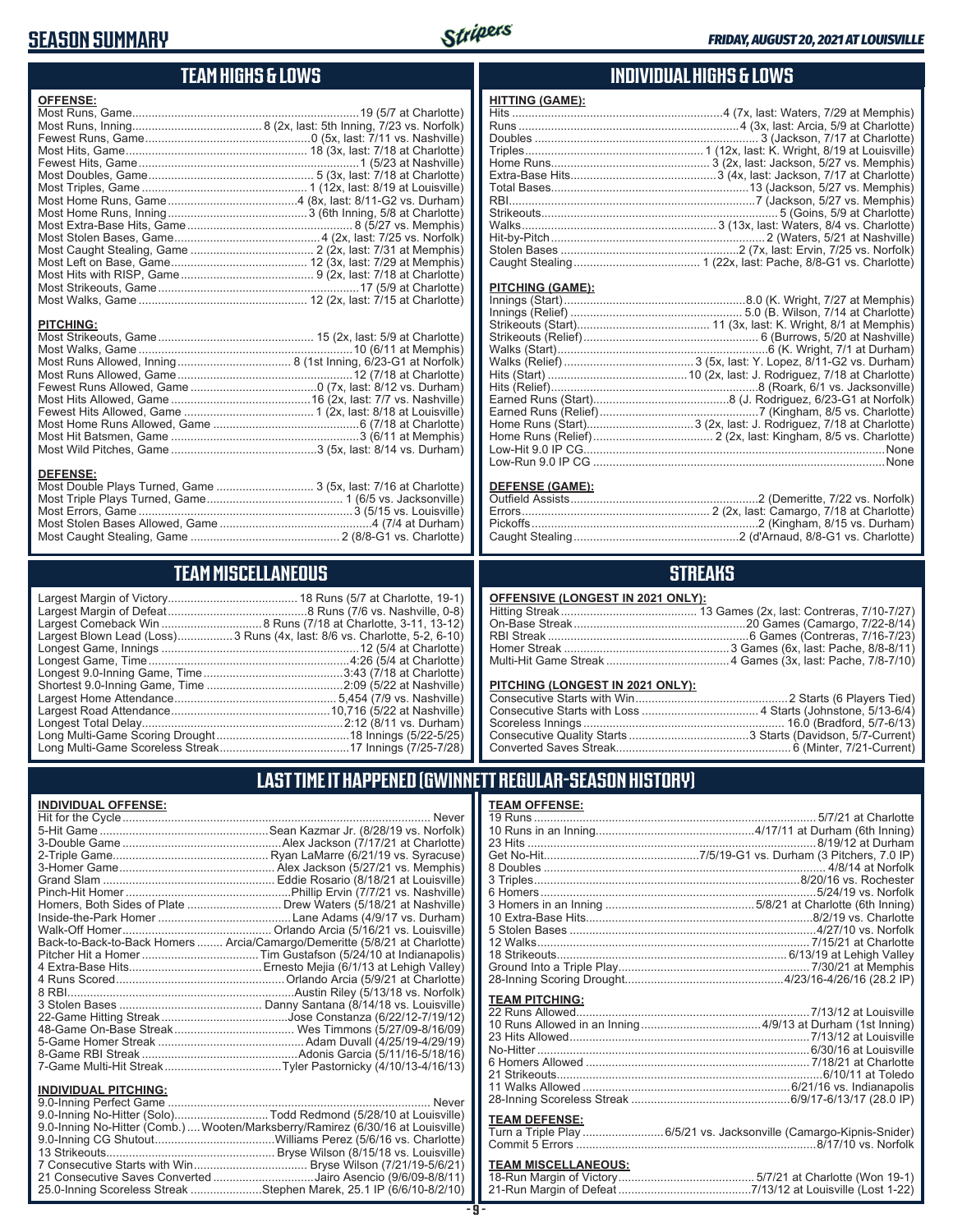# SEASON SUMMARY

*FRIDAY, AUGUST 20, 2021 AT LOUISVILLE*

## TEAM HIGHS & LOWS

**OFFENSE:**

| | |
|---|---|
| Most Runs, Game | 19 (5/7 at Charlotte) |
| Most Runs, Inning | 8 (2x, last: 5th Inning, 7/23 vs. Norfolk) |
| Fewest Runs, Game | 0 (5x, last: 7/11 vs. Nashville) |
| Most Hits, Game | 18 (3x, last: 7/18 at Charlotte) |
| Fewest Hits, Game | 1 (5/23 at Nashville) |
| Most Doubles, Game | 5 (3x, last: 7/18 at Charlotte) |
| Most Triples, Game | 1 (12x, last: 8/19 at Louisville) |
| Most Home Runs, Game | 4 (8x, last: 8/11-G2 vs. Durham) |
| Most Home Runs, Inning | 3 (6th Inning, 5/8 at Charlotte) |
| Most Extra-Base Hits, Game | 8 (5/27 vs. Memphis) |
| Most Stolen Bases, Game | 4 (2x, last: 7/25 vs. Norfolk) |
| Most Caught Stealing, Game | 2 (2x, last: 7/31 at Memphis) |
| Most Left on Base, Game | 12 (3x, last: 7/29 at Memphis) |
| Most Hits with RISP, Game | 9 (2x, last: 7/18 at Charlotte) |
| Most Strikeouts, Game | 17 (5/9 at Charlotte) |
| Most Walks, Game | 12 (2x, last: 7/15 at Charlotte) |

**PITCHING:**

| | |
|---|---|
| Most Strikeouts, Game | 15 (2x, last: 5/9 at Charlotte) |
| Most Walks, Game | 10 (6/11 at Memphis) |
| Most Runs Allowed, Inning | 8 (1st Inning, 6/23-G1 at Norfolk) |
| Most Runs Allowed, Game | 12 (7/18 at Charlotte) |
| Fewest Runs Allowed, Game | 0 (7x, last: 8/12 vs. Durham) |
| Most Hits Allowed, Game | 16 (2x, last: 7/7 vs. Nashville) |
| Fewest Hits Allowed, Game | 1 (2x, last: 8/18 at Louisville) |
| Most Home Runs Allowed, Game | 6 (7/18 at Charlotte) |
| Most Hit Batsmen, Game | 3 (6/11 at Memphis) |
| Most Wild Pitches, Game | 3 (5x, last: 8/14 vs. Durham) |

**DEFENSE:**

| | |
|---|---|
| Most Double Plays Turned, Game | 3 (5x, last: 7/16 at Charlotte) |
| Most Triple Plays Turned, Game | 1 (6/5 vs. Jacksonville) |
| Most Errors, Game | 3 (5/15 vs. Louisville) |
| Most Stolen Bases Allowed, Game | 4 (7/4 at Durham) |
| Most Caught Stealing, Game | 2 (8/8-G1 vs. Charlotte) |

## INDIVIDUAL HIGHS & LOWS

**HITTING (GAME):**

| | |
|---|---|
| Hits | 4 (7x, last: Waters, 7/29 at Memphis) |
| Runs | 4 (3x, last: Arcia, 5/9 at Charlotte) |
| Doubles | 3 (Jackson, 7/17 at Charlotte) |
| Triples | 1 (12x, last: K. Wright, 8/19 at Louisville) |
| Home Runs | 3 (2x, last: Jackson, 5/27 vs. Memphis) |
| Extra-Base Hits | 3 (4x, last: Jackson, 7/17 at Charlotte) |
| Total Bases | 13 (Jackson, 5/27 vs. Memphis) |
| RBI | 7 (Jackson, 5/27 vs. Memphis) |
| Strikeouts | 5 (Goins, 5/9 at Charlotte) |
| Walks | 3 (13x, last: Waters, 8/4 vs. Charlotte) |
| Hit-by-Pitch | 2 (Waters, 5/21 at Nashville) |
| Stolen Bases | 2 (7x, last: Ervin, 7/25 vs. Norfolk) |
| Caught Stealing | 1 (22x, last: Pache, 8/8-G1 vs. Charlotte) |

**PITCHING (GAME):**

| | |
|---|---|
| Innings (Start) | 8.0 (K. Wright, 7/27 at Memphis) |
| Innings (Relief) | 5.0 (B. Wilson, 7/14 at Charlotte) |
| Strikeouts (Start) | 11 (3x, last: K. Wright, 8/1 at Memphis) |
| Strikeouts (Relief) | 6 (Burrows, 5/20 at Nashville) |
| Walks (Start) | 6 (K. Wright, 7/1 at Durham) |
| Walks (Relief) | 3 (5x, last: Y. Lopez, 8/11-G2 vs. Durham) |
| Hits (Start) | 10 (2x, last: J. Rodriguez, 7/18 at Charlotte) |
| Hits (Relief) | 8 (Roark, 6/1 vs. Jacksonville) |
| Earned Runs (Start) | 8 (J. Rodriguez, 6/23-G1 at Norfolk) |
| Earned Runs (Relief) | 7 (Kingham, 8/5 vs. Charlotte) |
| Home Runs (Start) | 3 (2x, last: J. Rodriguez, 7/18 at Charlotte) |
| Home Runs (Relief) | 2 (2x, last: Kingham, 8/5 vs. Charlotte) |
| Low-Hit 9.0 IP CG | None |
| Low-Run 9.0 IP CG | None |

**DEFENSE (GAME):**

| | |
|---|---|
| Outfield Assists | 2 (Demeritte, 7/22 vs. Norfolk) |
| Errors | 2 (2x, last: Camargo, 7/18 at Charlotte) |
| Pickoffs | 2 (Kingham, 8/15 vs. Durham) |
| Caught Stealing | 2 (d'Arnaud, 8/8-G1 vs. Charlotte) |

## TEAM MISCELLANEOUS

| | |
|---|---|
| Largest Margin of Victory | 18 Runs (5/7 at Charlotte, 19-1) |
| Largest Margin of Defeat | 8 Runs (7/6 vs. Nashville, 0-8) |
| Largest Comeback Win | 8 Runs (7/18 at Charlotte, 3-11, 13-12) |
| Largest Blown Lead (Loss) | 3 Runs (4x, last: 8/6 vs. Charlotte, 5-2, 6-10) |
| Longest Game, Innings | 12 (5/4 at Charlotte) |
| Longest Game, Time | 4:26 (5/4 at Charlotte) |
| Longest 9.0-Inning Game, Time | 3:43 (7/18 at Charlotte) |
| Shortest 9.0-Inning Game, Time | 2:09 (5/22 at Nashville) |
| Largest Home Attendance | 5,454 (7/9 vs. Nashville) |
| Largest Road Attendance | 10,716 (5/22 at Nashville) |
| Longest Total Delay | 2:12 (8/11 vs. Durham) |
| Long Multi-Game Scoring Drought | 18 Innings (5/22-5/25) |
| Long Multi-Game Scoreless Streak | 17 Innings (7/25-7/28) |

## STREAKS

**OFFENSIVE (LONGEST IN 2021 ONLY):**

| | |
|---|---|
| Hitting Streak | 13 Games (2x, last: Contreras, 7/10-7/27) |
| On-Base Streak | 20 Games (Camargo, 7/22-8/14) |
| RBI Streak | 6 Games (Contreras, 7/16-7/23) |
| Homer Streak | 3 Games (6x, last: Pache, 8/8-8/11) |
| Multi-Hit Game Streak | 4 Games (3x, last: Pache, 7/8-7/10) |

**PITCHING (LONGEST IN 2021 ONLY):**

| | |
|---|---|
| Consecutive Starts with Win | 2 Starts (6 Players Tied) |
| Consecutive Starts with Loss | 4 Starts (Johnstone, 5/13-6/4) |
| Scoreless Innings | 16.0 (Bradford, 5/7-6/13) |
| Consecutive Quality Starts | 3 Starts (Davidson, 5/7-Current) |
| Converted Saves Streak | 6 (Minter, 7/21-Current) |

## LAST TIME IT HAPPENED (GWINNETT REGULAR-SEASON HISTORY)

**INDIVIDUAL OFFENSE:**

| | |
|---|---|
| Hit for the Cycle | Never |
| 5-Hit Game | Sean Kazmar Jr. (8/28/19 vs. Norfolk) |
| 3-Double Game | Alex Jackson (7/17/21 at Charlotte) |
| 2-Triple Game | Ryan LaMarre (6/21/19 vs. Syracuse) |
| 3-Homer Game | Alex Jackson (5/27/21 vs. Memphis) |
| Grand Slam | Eddie Rosario (8/18/21 at Louisville) |
| Pinch-Hit Homer | Phillip Ervin (7/7/21 vs. Nashville) |
| Homers, Both Sides of Plate | Drew Waters (5/18/21 at Nashville) |
| Inside-the-Park Homer | Lane Adams (4/9/17 vs. Durham) |
| Walk-Off Homer | Orlando Arcia (5/16/21 vs. Louisville) |
| Back-to-Back-to-Back Homers | Arcia/Camargo/Demeritte (5/8/21 at Charlotte) |
| Pitcher Hit a Homer | Tim Gustafson (5/24/10 at Indianapolis) |
| 4 Extra-Base Hits | Ernesto Mejia (6/1/13 at Lehigh Valley) |
| 4 Runs Scored | Orlando Arcia (5/9/21 at Charlotte) |
| 8 RBI | Austin Riley (5/13/18 vs. Norfolk) |
| 3 Stolen Bases | Danny Santana (8/14/18 vs. Louisville) |
| 22-Game Hitting Streak | Jose Constanza (6/22/12-7/19/12) |
| 48-Game On-Base Streak | Wes Timmons (5/27/09-8/16/09) |
| 5-Game Homer Streak | Adam Duvall (4/25/19-4/29/19) |
| 8-Game RBI Streak | Adonis Garcia (5/11/16-5/18/16) |
| 7-Game Multi-Hit Streak | Tyler Pastornicky (4/10/13-4/16/13) |

**INDIVIDUAL PITCHING:**

| | |
|---|---|
| 9.0-Inning Perfect Game | Never |
| 9.0-Inning No-Hitter (Solo) | Todd Redmond (5/28/10 at Louisville) |
| 9.0-Inning No-Hitter (Comb.) | Wooten/Marksberry/Ramirez (6/30/16 at Louisville) |
| 9.0-Inning CG Shutout | Williams Perez (5/6/16 vs. Charlotte) |
| 13 Strikeouts | Bryse Wilson (8/15/18 vs. Louisville) |
| 7 Consecutive Starts with Win | Bryse Wilson (7/21/19-5/6/21) |
| 21 Consecutive Saves Converted | Jairo Asencio (9/6/09-8/8/11) |
| 25.0-Inning Scoreless Streak | Stephen Marek, 25.1 IP (6/6/10-8/2/10) |

**TEAM OFFENSE:**

| | |
|---|---|
| 19 Runs | 5/7/21 at Charlotte |
| 10 Runs in an Inning | 4/17/11 at Durham (6th Inning) |
| 23 Hits | 8/19/12 at Durham |
| Get No-Hit | 7/5/19-G1 vs. Durham (3 Pitchers, 7.0 IP) |
| 8 Doubles | 4/8/14 at Norfolk |
| 3 Triples | 8/20/16 vs. Rochester |
| 6 Homers | 5/24/19 vs. Norfolk |
| 3 Homers in an Inning | 5/8/21 at Charlotte (6th Inning) |
| 10 Extra-Base Hits | 8/2/19 vs. Charlotte |
| 5 Stolen Bases | 4/27/10 vs. Norfolk |
| 12 Walks | 7/15/21 at Charlotte |
| 18 Strikeouts | 6/13/19 at Lehigh Valley |
| Ground Into a Triple Play | 7/30/21 at Memphis |
| 28-Inning Scoring Drought | 4/23/16-4/26/16 (28.2 IP) |

**TEAM PITCHING:**

| | |
|---|---|
| 22 Runs Allowed | 7/13/12 at Louisville |
| 10 Runs Allowed in an Inning | 4/9/13 at Durham (1st Inning) |
| 23 Hits Allowed | 7/13/12 at Louisville |
| No-Hitter | 6/30/16 at Louisville |
| 6 Homers Allowed | 7/18/21 at Charlotte |
| 21 Strikeouts | 6/10/11 at Toledo |
| 11 Walks Allowed | 6/21/16 vs. Indianapolis |
| 28-Inning Scoreless Streak | 6/9/17-6/13/17 (28.0 IP) |

**TEAM DEFENSE:**

| | |
|---|---|
| Turn a Triple Play | 6/5/21 vs. Jacksonville (Camargo-Kipnis-Snider) |
| Commit 5 Errors | 8/17/10 vs. Norfolk |

**TEAM MISCELLANEOUS:**

| | |
|---|---|
| 18-Run Margin of Victory | 5/7/21 at Charlotte (Won 19-1) |
| 21-Run Margin of Defeat | 7/13/12 at Louisville (Lost 1-22) |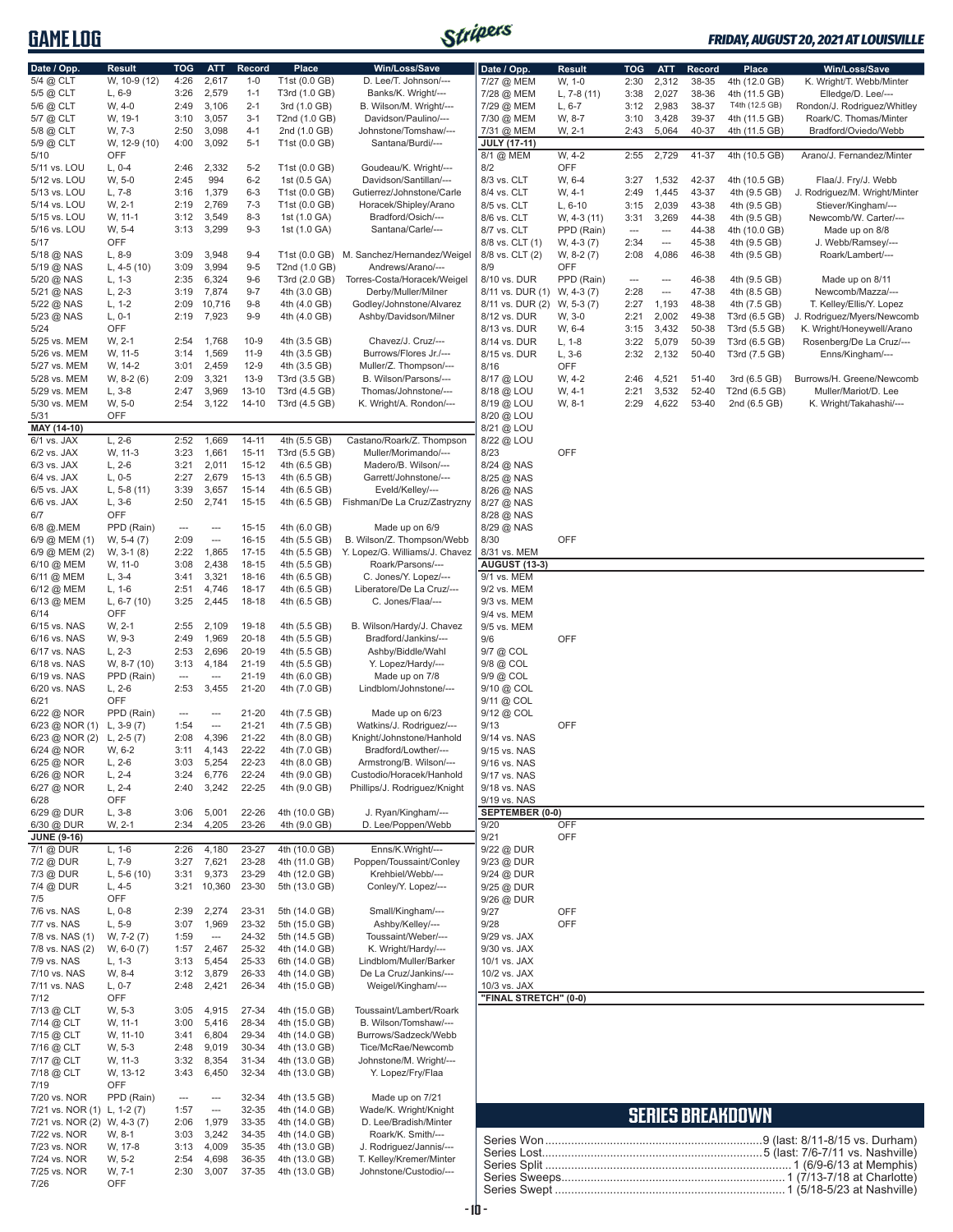## GAME LOG

| Date / Opp. | Result | TOG | ATT | Record | Place | Win/Loss/Save |
|---|---|---|---|---|---|---|
| 5/4 @ CLT | W, 10-9 (12) | 4:26 | 2,617 | 1-0 | T1st (0.0 GB) | D. Lee/T. Johnson/--- |
| 5/5 @ CLT | L, 6-9 | 3:26 | 2,579 | 1-1 | T3rd (1.0 GB) | Banks/K. Wright/--- |
| 5/6 @ CLT | W, 4-0 | 2:49 | 3,106 | 2-1 | 3rd (1.0 GB) | B. Wilson/M. Wright/--- |
| 5/7 @ CLT | W, 19-1 | 3:10 | 3,057 | 3-1 | T2nd (1.0 GB) | Davidson/Paulino/--- |
| 5/8 @ CLT | W, 7-3 | 2:50 | 3,098 | 4-1 | 2nd (1.0 GB) | Johnstone/Tomshaw/--- |
| 5/9 @ CLT | W, 12-9 (10) | 4:00 | 3,092 | 5-1 | T1st (0.0 GB) | Santana/Burdi/--- |
| 5/10 | OFF | | | | | |
| 5/11 vs. LOU | L, 0-4 | 2:46 | 2,332 | 5-2 | T1st (0.0 GB) | Goudeau/K. Wright/--- |
| 5/12 vs. LOU | W, 5-0 | 2:45 | 994 | 6-2 | 1st (0.5 GA) | Davidson/Santillan/--- |
| 5/13 vs. LOU | L, 7-8 | 3:16 | 1,379 | 6-3 | T1st (0.0 GB) | Gutierrez/Johnstone/Carle |
| 5/14 vs. LOU | W, 2-1 | 2:19 | 2,769 | 7-3 | T1st (0.0 GB) | Horacek/Shipley/Arano |
| 5/15 vs. LOU | W, 11-1 | 3:12 | 3,549 | 8-3 | 1st (1.0 GA) | Bradford/Osich/--- |
| 5/16 vs. LOU | W, 5-4 | 3:13 | 3,299 | 9-3 | 1st (1.0 GA) | Santana/Carle/--- |
| 5/17 | OFF | | | | | |
| 5/18 @ NAS | L, 8-9 | 3:09 | 3,948 | 9-4 | T1st (0.0 GB) | M. Sanchez/Hernandez/Weigel |
| 5/19 @ NAS | L, 4-5 (10) | 3:09 | 3,994 | 9-5 | T2nd (1.0 GB) | Andrews/Arano/--- |
| 5/20 @ NAS | L, 1-3 | 2:35 | 6,324 | 9-6 | T3rd (2.0 GB) | Torres-Costa/Horacek/Weigel |
| 5/21 @ NAS | L, 2-3 | 3:19 | 7,874 | 9-7 | 4th (3.0 GB) | Derby/Muller/Milner |
| 5/22 @ NAS | L, 1-2 | 2:09 | 10,716 | 9-8 | 4th (4.0 GB) | Godley/Johnstone/Alvarez |
| 5/23 @ NAS | L, 0-1 | 2:19 | 7,923 | 9-9 | 4th (4.0 GB) | Ashby/Davidson/Milner |
| 5/24 | OFF | | | | | |
| 5/25 vs. MEM | W, 2-1 | 2:54 | 1,768 | 10-9 | 4th (3.5 GB) | Chavez/J. Cruz/--- |
| 5/26 vs. MEM | W, 11-5 | 3:14 | 1,569 | 11-9 | 4th (3.5 GB) | Burrows/Flores Jr./--- |
| 5/27 vs. MEM | W, 14-2 | 3:01 | 2,459 | 12-9 | 4th (3.5 GB) | Muller/Z. Thompson/--- |
| 5/28 vs. MEM | W, 8-2 (6) | 2:09 | 3,321 | 13-9 | T3rd (3.5 GB) | B. Wilson/Parsons/--- |
| 5/29 vs. MEM | L, 3-8 | 2:47 | 3,969 | 13-10 | T3rd (4.5 GB) | Thomas/Johnstone/--- |
| 5/30 vs. MEM | W, 5-0 | 2:54 | 3,122 | 14-10 | T3rd (4.5 GB) | K. Wright/A. Rondon/--- |
| 5/31 | OFF | | | | | |
| **MAY (14-10)** | | | | | | |
| 6/1 vs. JAX | L, 2-6 | 2:52 | 1,669 | 14-11 | 4th (5.5 GB) | Castano/Roark/Z. Thompson |
| 6/2 vs. JAX | W, 11-3 | 3:23 | 1,661 | 15-11 | T3rd (5.5 GB) | Muller/Morimando/--- |
| 6/3 vs. JAX | L, 2-6 | 3:21 | 2,011 | 15-12 | 4th (6.5 GB) | Madero/B. Wilson/--- |
| 6/4 vs. JAX | L, 0-5 | 2:27 | 2,679 | 15-13 | 4th (6.5 GB) | Garrett/Johnstone/--- |
| 6/5 vs. JAX | L, 5-8 (11) | 3:39 | 3,657 | 15-14 | 4th (6.5 GB) | Eveld/Kelley/--- |
| 6/6 vs. JAX | L, 3-6 | 2:50 | 2,741 | 15-15 | 4th (6.5 GB) | Fishman/De La Cruz/Zastryzny |
| 6/7 | OFF | | | | | |
| 6/8 @ MEM | PPD (Rain) | --- | --- | 15-15 | 4th (6.0 GB) | Made up on 6/9 |
| 6/9 @ MEM (1) | W, 5-4 (7) | 2:09 | --- | 16-15 | 4th (5.5 GB) | B. Wilson/Z. Thompson/Webb |
| 6/9 @ MEM (2) | W, 3-1 (8) | 2:22 | 1,865 | 17-15 | 4th (5.5 GB) | Y. Lopez/G. Williams/J. Chavez |
| 6/10 @ MEM | W, 11-0 | 3:08 | 2,438 | 18-15 | 4th (5.5 GB) | Roark/Parsons/--- |
| 6/11 @ MEM | L, 3-4 | 3:41 | 3,321 | 18-16 | 4th (6.5 GB) | C. Jones/Y. Lopez/--- |
| 6/12 @ MEM | L, 1-6 | 2:51 | 4,746 | 18-17 | 4th (6.5 GB) | Liberatore/De La Cruz/--- |
| 6/13 @ MEM | L, 6-7 (10) | 3:25 | 2,445 | 18-18 | 4th (6.5 GB) | C. Jones/Flaa/--- |
| 6/14 | OFF | | | | | |
| 6/15 vs. NAS | W, 2-1 | 2:55 | 2,109 | 19-18 | 4th (5.5 GB) | B. Wilson/Hardy/J. Chavez |
| 6/16 vs. NAS | W, 9-3 | 2:49 | 1,969 | 20-18 | 4th (5.5 GB) | Bradford/Jankins/--- |
| 6/17 vs. NAS | L, 2-3 | 2:53 | 2,696 | 20-19 | 4th (5.5 GB) | Ashby/Biddle/Wahl |
| 6/18 vs. NAS | W, 8-7 (10) | 3:13 | 4,184 | 21-19 | 4th (5.5 GB) | Y. Lopez/Hardy/--- |
| 6/19 vs. NAS | PPD (Rain) | --- | --- | 21-19 | 4th (6.0 GB) | Made up on 7/8 |
| 6/20 vs. NAS | L, 2-6 | 2:53 | 3,455 | 21-20 | 4th (7.0 GB) | Lindblom/Johnstone/--- |
| 6/21 | OFF | | | | | |
| 6/22 @ NOR | PPD (Rain) | --- | --- | 21-20 | 4th (7.5 GB) | Made up on 6/23 |
| 6/23 @ NOR (1) | L, 3-9 (7) | 1:54 | --- | 21-21 | 4th (7.5 GB) | Watkins/J. Rodriguez/--- |
| 6/23 @ NOR (2) | L, 2-5 (7) | 2:08 | 4,396 | 21-22 | 4th (8.0 GB) | Knight/Johnstone/Hanhold |
| 6/24 @ NOR | W, 6-2 | 3:11 | 4,143 | 22-22 | 4th (7.0 GB) | Bradford/Lowther/--- |
| 6/25 @ NOR | L, 2-6 | 3:03 | 5,254 | 22-23 | 4th (8.0 GB) | Armstrong/B. Wilson/--- |
| 6/26 @ NOR | L, 2-4 | 3:24 | 6,776 | 22-24 | 4th (9.0 GB) | Custodio/Horacek/Hanhold |
| 6/27 @ NOR | L, 2-4 | 2:40 | 3,242 | 22-25 | 4th (9.0 GB) | Phillips/J. Rodriguez/Knight |
| 6/28 | OFF | | | | | |
| 6/29 @ DUR | L, 3-8 | 3:06 | 5,001 | 22-26 | 4th (10.0 GB) | J. Ryan/Kingham/--- |
| 6/30 @ DUR | W, 2-1 | 2:34 | 4,205 | 23-26 | 4th (9.0 GB) | D. Lee/Poppen/Webb |
| **JUNE (9-16)** | | | | | | |
| 7/1 @ DUR | L, 1-6 | 2:26 | 4,180 | 23-27 | 4th (10.0 GB) | Enns/K.Wright/--- |
| 7/2 @ DUR | L, 7-9 | 3:27 | 7,621 | 23-28 | 4th (11.0 GB) | Poppen/Toussaint/Conley |
| 7/3 @ DUR | L, 5-6 (10) | 3:31 | 9,373 | 23-29 | 4th (12.0 GB) | Krehbiel/Webb/--- |
| 7/4 @ DUR | L, 4-5 | 3:21 | 10,360 | 23-30 | 5th (13.0 GB) | Conley/Y. Lopez/--- |
| 7/5 | OFF | | | | | |
| 7/6 vs. NAS | L, 0-8 | 2:39 | 2,274 | 23-31 | 5th (14.0 GB) | Small/Kingham/--- |
| 7/7 vs. NAS | L, 5-9 | 3:07 | 1,969 | 23-32 | 5th (15.0 GB) | Ashby/Kelley/--- |
| 7/8 vs. NAS (1) | W, 7-2 (7) | 1:59 | --- | 24-32 | 5th (14.5 GB) | Toussaint/Weber/--- |
| 7/8 vs. NAS (2) | W, 6-0 (7) | 1:57 | 2,467 | 25-32 | 4th (14.0 GB) | K. Wright/Hardy/--- |
| 7/9 vs. NAS | L, 1-3 | 3:13 | 5,454 | 25-33 | 6th (14.0 GB) | Lindblom/Muller/Barker |
| 7/10 vs. NAS | W, 8-4 | 3:12 | 3,879 | 26-33 | 4th (14.0 GB) | De La Cruz/Jankins/--- |
| 7/11 vs. NAS | L, 0-7 | 2:48 | 2,421 | 26-34 | 4th (15.0 GB) | Weigel/Kingham/--- |
| 7/12 | OFF | | | | | |
| 7/13 @ CLT | W, 5-3 | 3:05 | 4,915 | 27-34 | 4th (15.0 GB) | Toussaint/Lambert/Roark |
| 7/14 @ CLT | W, 11-1 | 3:00 | 5,416 | 28-34 | 4th (15.0 GB) | B. Wilson/Tomshaw/--- |
| 7/15 @ CLT | W, 11-10 | 3:41 | 6,804 | 29-34 | 4th (14.0 GB) | Burrows/Sadzeck/Webb |
| 7/16 @ CLT | W, 5-3 | 2:48 | 9,019 | 30-34 | 4th (13.0 GB) | Tice/McRae/Newcomb |
| 7/17 @ CLT | W, 11-3 | 3:32 | 8,354 | 31-34 | 4th (13.0 GB) | Johnstone/M. Wright/--- |
| 7/18 @ CLT | W, 13-12 | 3:43 | 6,450 | 32-34 | 4th (13.0 GB) | Y. Lopez/Fry/Flaa |
| 7/19 | OFF | | | | | |
| 7/20 vs. NOR | PPD (Rain) | --- | --- | 32-34 | 4th (13.5 GB) | Made up on 7/21 |
| 7/21 vs. NOR (1) | L, 1-2 (7) | 1:57 | --- | 32-35 | 4th (14.0 GB) | Wade/K. Wright/Knight |
| 7/21 vs. NOR (2) | W, 4-3 (7) | 2:06 | 1,979 | 33-35 | 4th (14.0 GB) | D. Lee/Bradish/Minter |
| 7/22 vs. NOR | W, 8-1 | 3:03 | 3,242 | 34-35 | 4th (14.0 GB) | Roark/K. Smith/--- |
| 7/23 vs. NOR | W, 17-8 | 3:13 | 4,009 | 35-35 | 4th (13.0 GB) | J. Rodriguez/Jannis/--- |
| 7/24 vs. NOR | W, 5-2 | 2:54 | 4,698 | 36-35 | 4th (13.0 GB) | T. Kelley/Kremer/Minter |
| 7/25 vs. NOR | W, 7-1 | 2:30 | 3,007 | 37-35 | 4th (13.0 GB) | Johnstone/Custodio/--- |
| 7/26 | OFF | | | | | |
| 7/27 @ MEM | W, 1-0 | 2:30 | 2,312 | 38-35 | 4th (12.0 GB) | K. Wright/T. Webb/Minter |
| 7/28 @ MEM | L, 7-8 (11) | 3:38 | 2,027 | 38-36 | 4th (11.5 GB) | Elledge/D. Lee/--- |
| 7/29 @ MEM | L, 6-7 | 3:12 | 2,983 | 38-37 | T4th (12.5 GB) | Rondon/J. Rodriguez/Whitley |
| 7/30 @ MEM | W, 8-7 | 3:10 | 3,428 | 39-37 | 4th (11.5 GB) | Roark/C. Thomas/Minter |
| 7/31 @ MEM | W, 2-1 | 2:43 | 5,064 | 40-37 | 4th (11.5 GB) | Bradford/Oviedo/Webb |
| **JULY (17-11)** | | | | | | |
| 8/1 @ MEM | W, 4-2 | 2:55 | 2,729 | 41-37 | 4th (10.5 GB) | Arano/J. Fernandez/Minter |
| 8/2 | OFF | | | | | |
| 8/3 vs. CLT | W, 6-4 | 3:27 | 1,532 | 42-37 | 4th (10.5 GB) | Flaa/J. Fry/J. Webb |
| 8/4 vs. CLT | W, 4-1 | 2:49 | 1,445 | 43-37 | 4th (9.5 GB) | J. Rodriguez/M. Wright/Minter |
| 8/5 vs. CLT | L, 6-10 | 3:15 | 2,039 | 43-38 | 4th (9.5 GB) | Stiever/Kingham/--- |
| 8/6 vs. CLT | W, 4-3 (11) | 3:31 | 3,269 | 44-38 | 4th (9.5 GB) | Newcomb/W. Carter/--- |
| 8/7 vs. CLT | PPD (Rain) | --- | --- | 44-38 | 4th (10.0 GB) | Made up on 8/8 |
| 8/8 vs. CLT (1) | W, 4-3 (7) | 2:34 | --- | 45-38 | 4th (9.5 GB) | J. Webb/Ramsey/--- |
| 8/8 vs. CLT (2) | W, 8-2 (7) | 2:08 | 4,086 | 46-38 | 4th (9.5 GB) | Roark/Lambert/--- |
| 8/9 | OFF | | | | | |
| 8/10 vs. DUR | PPD (Rain) | --- | --- | 46-38 | 4th (9.5 GB) | Made up on 8/11 |
| 8/11 vs. DUR (1) | W, 4-3 (7) | 2:28 | --- | 47-38 | 4th (8.5 GB) | Newcomb/Mazza/--- |
| 8/11 vs. DUR (2) | W, 5-3 (7) | 2:27 | 1,193 | 48-38 | 4th (7.5 GB) | T. Kelley/Ellis/Y. Lopez |
| 8/12 vs. DUR | W, 3-0 | 2:21 | 2,002 | 49-38 | T3rd (6.5 GB) | J. Rodriguez/Myers/Newcomb |
| 8/13 vs. DUR | W, 6-4 | 3:15 | 3,432 | 50-38 | T3rd (5.5 GB) | K. Wright/Honeywell/Arano |
| 8/14 vs. DUR | L, 1-8 | 3:22 | 5,079 | 50-39 | T3rd (6.5 GB) | Rosenberg/De La Cruz/--- |
| 8/15 vs. DUR | L, 3-6 | 2:32 | 2,132 | 50-40 | T3rd (7.5 GB) | Enns/Kingham/--- |
| 8/16 | OFF | | | | | |
| 8/17 @ LOU | W, 4-2 | 2:46 | 4,521 | 51-40 | 3rd (6.5 GB) | Burrows/H. Greene/Newcomb |
| 8/18 @ LOU | W, 4-1 | 2:21 | 3,532 | 52-40 | T2nd (6.5 GB) | Muller/Mariot/D. Lee |
| 8/19 @ LOU | W, 8-1 | 2:29 | 4,622 | 53-40 | 2nd (6.5 GB) | K. Wright/Takahashi/--- |
| 8/20 @ LOU | | | | | | |
| 8/21 @ LOU | | | | | | |
| 8/22 @ LOU | | | | | | |
| 8/23 | OFF | | | | | |
| 8/24 @ NAS | | | | | | |
| 8/25 @ NAS | | | | | | |
| 8/26 @ NAS | | | | | | |
| 8/27 @ NAS | | | | | | |
| 8/28 @ NAS | | | | | | |
| 8/29 @ NAS | | | | | | |
| 8/30 | OFF | | | | | |
| 8/31 vs. MEM | | | | | | |
| **AUGUST (13-3)** | | | | | | |
| 9/1 vs. MEM | | | | | | |
| 9/2 vs. MEM | | | | | | |
| 9/3 vs. MEM | | | | | | |
| 9/4 vs. MEM | | | | | | |
| 9/5 vs. MEM | | | | | | |
| 9/6 | OFF | | | | | |
| 9/7 @ COL | | | | | | |
| 9/8 @ COL | | | | | | |
| 9/9 @ COL | | | | | | |
| 9/10 @ COL | | | | | | |
| 9/11 @ COL | | | | | | |
| 9/12 @ COL | | | | | | |
| 9/13 | OFF | | | | | |
| 9/14 vs. NAS | | | | | | |
| 9/15 vs. NAS | | | | | | |
| 9/16 vs. NAS | | | | | | |
| 9/17 vs. NAS | | | | | | |
| 9/18 vs. NAS | | | | | | |
| 9/19 vs. NAS | | | | | | |
| **SEPTEMBER (0-0)** | | | | | | |
| 9/20 | OFF | | | | | |
| 9/21 | OFF | | | | | |
| 9/22 @ DUR | | | | | | |
| 9/23 @ DUR | | | | | | |
| 9/24 @ DUR | | | | | | |
| 9/25 @ DUR | | | | | | |
| 9/26 @ DUR | | | | | | |
| 9/27 | OFF | | | | | |
| 9/28 | OFF | | | | | |
| 9/29 vs. JAX | | | | | | |
| 9/30 vs. JAX | | | | | | |
| 10/1 vs. JAX | | | | | | |
| 10/2 vs. JAX | | | | | | |
| 10/3 vs. JAX | | | | | | |
| **"FINAL STRETCH" (0-0)** | | | | | | |

## SERIES BREAKDOWN

- Series Won....9 (last: 8/11-8/15 vs. Durham)
- Series Lost....5 (last: 7/6-7/11 vs. Nashville)
- Series Split....1 (6/9-6/13 at Memphis)
- Series Sweeps....1 (7/13-7/18 at Charlotte)
- Series Swept....1 (5/18-5/23 at Nashville)